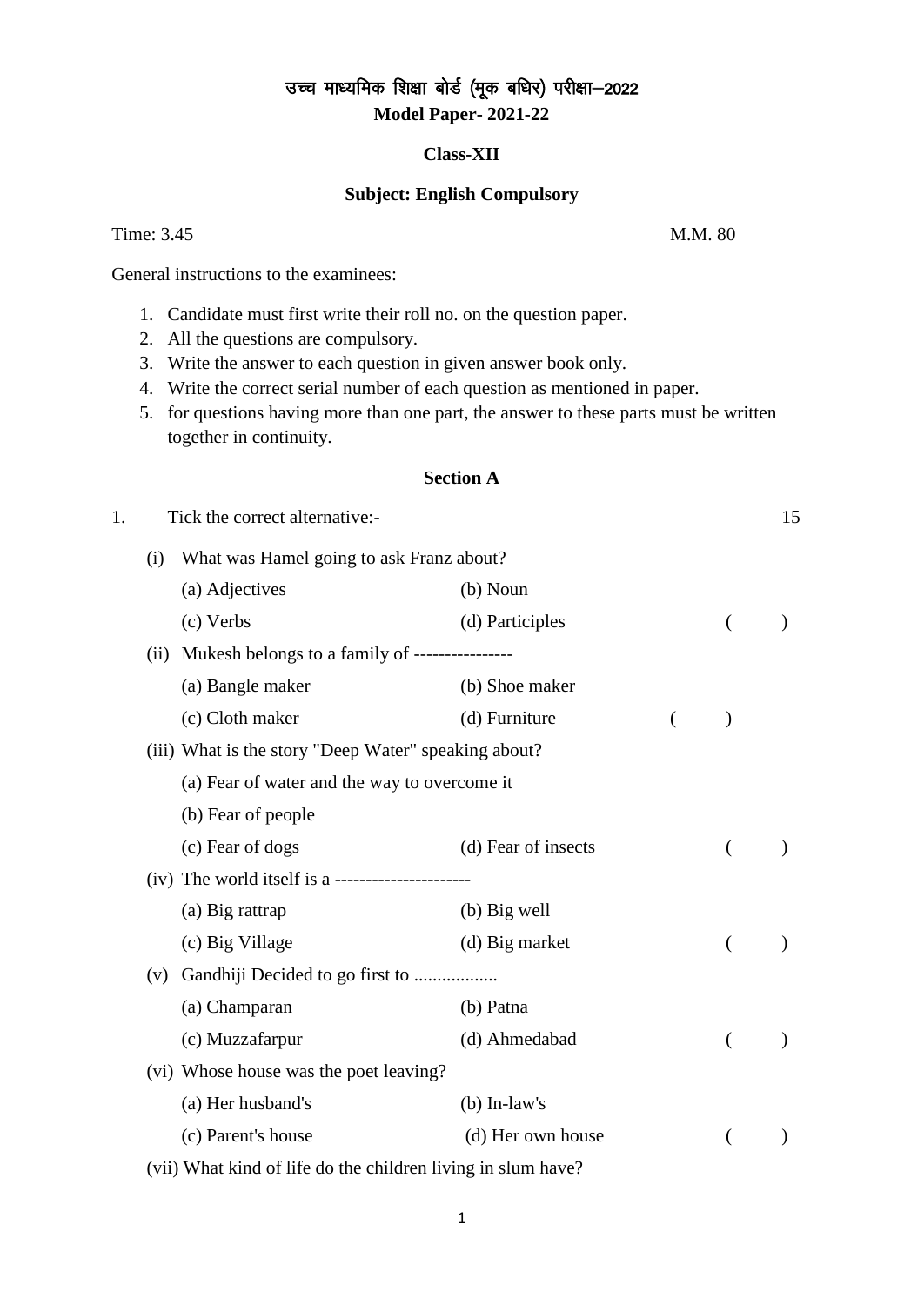# उच्च माध्यमिक शिक्षा बोर्ड (मूक बधिर) परीक्षा–2022

**Model Paper- 2021-22**

**Class-XII**

**Subject: English Compulsory**

Time: 3.45 M.M. 80

General instructions to the examinees:

1. Candidate must first write their roll no. on the question paper.
2. All the questions are compulsory.
3. Write the answer to each question in given answer book only.
4. Write the correct serial number of each question as mentioned in paper.
5. for questions having more than one part, the answer to these parts must be written together in continuity.

## Section A

1. Tick the correct alternative:- 15

(i) What was Hamel going to ask Franz about?

(a) Adjectives (b) Noun

(c) Verbs (d) Participles ( )

(ii) Mukesh belongs to a family of ----------------

(a) Bangle maker (b) Shoe maker

(c) Cloth maker (d) Furniture ( )

(iii) What is the story "Deep Water" speaking about?

(a) Fear of water and the way to overcome it

(b) Fear of people

(c) Fear of dogs (d) Fear of insects ( )

(iv) The world itself is a ---------------------

(a) Big rattrap (b) Big well

(c) Big Village (d) Big market ( )

(v) Gandhiji Decided to go first to ..................

(a) Champaran (b) Patna

(c) Muzzafarpur (d) Ahmedabad ( )

(vi) Whose house was the poet leaving?

(a) Her husband's (b) In-law's

(c) Parent's house (d) Her own house ( )

(vii) What kind of life do the children living in slum have?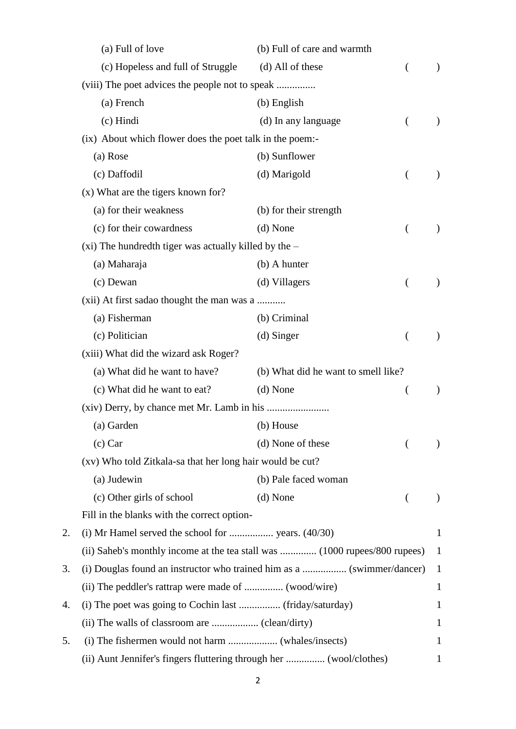(a) Full of love　　　(b) Full of care and warmth

(c) Hopeless and full of Struggle　　　(d) All of these　　　(　　)

(viii) The poet advices the people not to speak ...............

(a) French　　　(b) English

(c) Hindi　　　(d) In any language　　　(　　)

(ix) About which flower does the poet talk in the poem:-

(a) Rose　　　(b) Sunflower

(c) Daffodil　　　(d) Marigold　　　(　　)

(x) What are the tigers known for?

(a) for their weakness　　　(b) for their strength

(c) for their cowardness　　　(d) None　　　(　　)

(xi) The hundredth tiger was actually killed by the –

(a) Maharaja　　　(b) A hunter

(c) Dewan　　　(d) Villagers　　　(　　)

(xii) At first sadao thought the man was a ...........

(a) Fisherman　　　(b) Criminal

(c) Politician　　　(d) Singer　　　(　　)

(xiii) What did the wizard ask Roger?

(a) What did he want to have?　　　(b) What did he want to smell like?

(c) What did he want to eat?　　　(d) None　　　(　　)

(xiv) Derry, by chance met Mr. Lamb in his ........................

(a) Garden　　　(b) House

(c) Car　　　(d) None of these　　　(　　)

(xv) Who told Zitkala-sa that her long hair would be cut?

(a) Judewin　　　(b) Pale faced woman

(c) Other girls of school　　　(d) None　　　(　　)

Fill in the blanks with the correct option-

2. (i) Mr Hamel served the school for ................. years. (40/30)　　　1

(ii) Saheb's monthly income at the tea stall was .............. (1000 rupees/800 rupees)　　　1

3. (i) Douglas found an instructor who trained him as a ................. (swimmer/dancer)　　　1

(ii) The peddler's rattrap were made of ............... (wood/wire)　　　1

4. (i) The poet was going to Cochin last ................ (friday/saturday)　　　1

(ii) The walls of classroom are .................. (clean/dirty)　　　1

5. (i) The fishermen would not harm ................... (whales/insects)　　　1

(ii) Aunt Jennifer's fingers fluttering through her ............... (wool/clothes)　　　1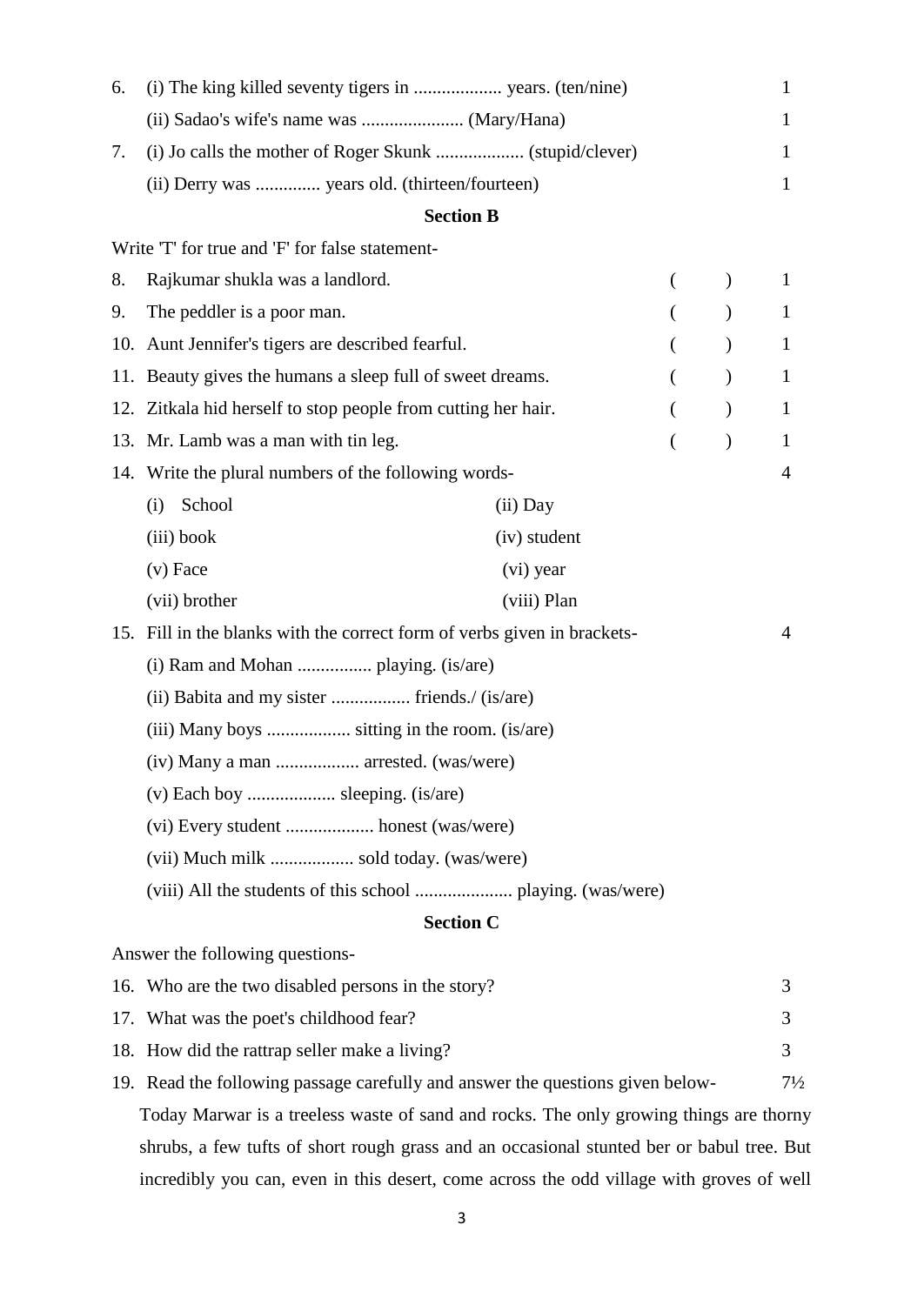6. (i) The king killed seventy tigers in ................... years. (ten/nine) 1

   (ii) Sadao's wife's name was ...................... (Mary/Hana) 1

7. (i) Jo calls the mother of Roger Skunk ................... (stupid/clever) 1

   (ii) Derry was .............. years old. (thirteen/fourteen) 1

## Section B

Write 'T' for true and 'F' for false statement-

8. Rajkumar shukla was a landlord. ( ) 1
9. The peddler is a poor man. ( ) 1
10. Aunt Jennifer's tigers are described fearful. ( ) 1
11. Beauty gives the humans a sleep full of sweet dreams. ( ) 1
12. Zitkala hid herself to stop people from cutting her hair. ( ) 1
13. Mr. Lamb was a man with tin leg. ( ) 1
14. Write the plural numbers of the following words- 4

    (i) School (ii) Day

    (iii) book (iv) student

    (v) Face (vi) year

    (vii) brother (viii) Plan

15. Fill in the blanks with the correct form of verbs given in brackets- 4

    (i) Ram and Mohan ................ playing. (is/are)

    (ii) Babita and my sister ................. friends./ (is/are)

    (iii) Many boys .................. sitting in the room. (is/are)

    (iv) Many a man .................. arrested. (was/were)

    (v) Each boy ................... sleeping. (is/are)

    (vi) Every student ................... honest (was/were)

    (vii) Much milk .................. sold today. (was/were)

    (viii) All the students of this school ..................... playing. (was/were)

## Section C

Answer the following questions-

16. Who are the two disabled persons in the story? 3
17. What was the poet's childhood fear? 3
18. How did the rattrap seller make a living? 3
19. Read the following passage carefully and answer the questions given below- 7½

Today Marwar is a treeless waste of sand and rocks. The only growing things are thorny shrubs, a few tufts of short rough grass and an occasional stunted ber or babul tree. But incredibly you can, even in this desert, come across the odd village with groves of well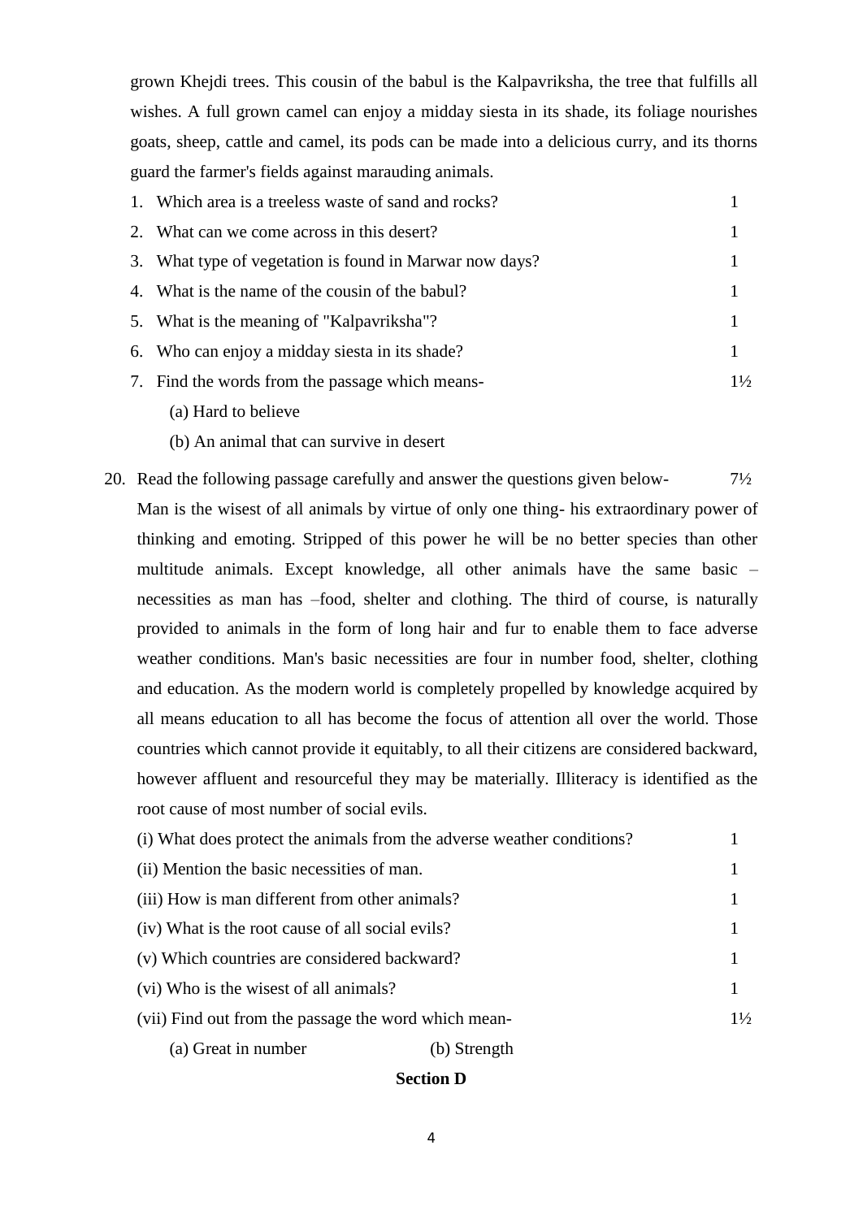grown Khejdi trees. This cousin of the babul is the Kalpavriksha, the tree that fulfills all wishes. A full grown camel can enjoy a midday siesta in its shade, its foliage nourishes goats, sheep, cattle and camel, its pods can be made into a delicious curry, and its thorns guard the farmer's fields against marauding animals.

1. Which area is a treeless waste of sand and rocks? 1
2. What can we come across in this desert? 1
3. What type of vegetation is found in Marwar now days? 1
4. What is the name of the cousin of the babul? 1
5. What is the meaning of "Kalpavriksha"? 1
6. Who can enjoy a midday siesta in its shade? 1
7. Find the words from the passage which means- 1½
   (a) Hard to believe
   (b) An animal that can survive in desert

20. Read the following passage carefully and answer the questions given below- 7½

Man is the wisest of all animals by virtue of only one thing- his extraordinary power of thinking and emoting. Stripped of this power he will be no better species than other multitude animals. Except knowledge, all other animals have the same basic – necessities as man has –food, shelter and clothing. The third of course, is naturally provided to animals in the form of long hair and fur to enable them to face adverse weather conditions. Man's basic necessities are four in number food, shelter, clothing and education. As the modern world is completely propelled by knowledge acquired by all means education to all has become the focus of attention all over the world. Those countries which cannot provide it equitably, to all their citizens are considered backward, however affluent and resourceful they may be materially. Illiteracy is identified as the root cause of most number of social evils.

(i) What does protect the animals from the adverse weather conditions? 1

(ii) Mention the basic necessities of man. 1

(iii) How is man different from other animals? 1

(iv) What is the root cause of all social evils? 1

(v) Which countries are considered backward? 1

(vi) Who is the wisest of all animals? 1

(vii) Find out from the passage the word which mean- 1½

(a) Great in number (b) Strength

**Section D**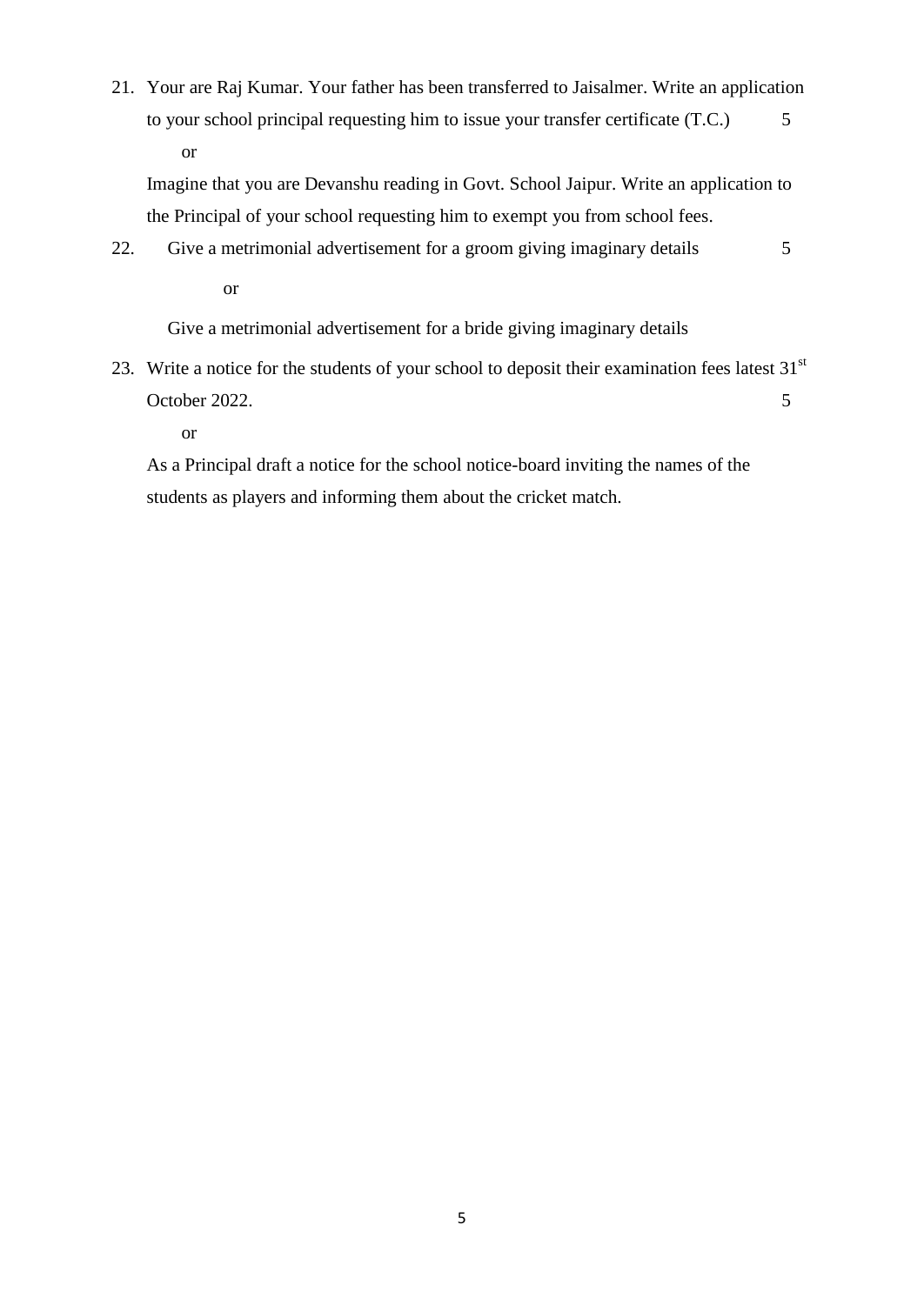21. Your are Raj Kumar. Your father has been transferred to Jaisalmer. Write an application to your school principal requesting him to issue your transfer certificate (T.C.) 5

    or

    Imagine that you are Devanshu reading in Govt. School Jaipur. Write an application to the Principal of your school requesting him to exempt you from school fees.

22. Give a metrimonial advertisement for a groom giving imaginary details 5

    or

    Give a metrimonial advertisement for a bride giving imaginary details

23. Write a notice for the students of your school to deposit their examination fees latest 31st October 2022. 5

    or

    As a Principal draft a notice for the school notice-board inviting the names of the students as players and informing them about the cricket match.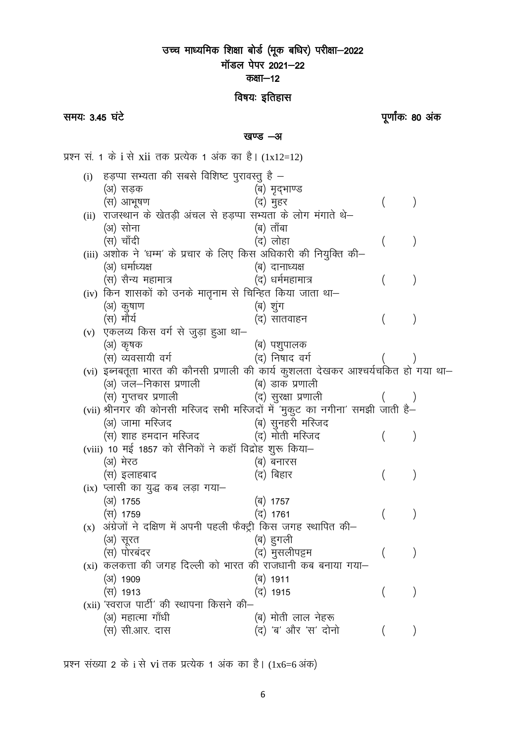# उच्च माध्यमिक शिक्षा बोर्ड (मूक बधिर) परीक्षा–2022

## मॉडल पेपर 2021–22

## कक्षा–12

## विषयः इतिहास

**समयः 3.45 घंटे** **पूर्णांकः 80 अंक**

### खण्ड –अ

प्रश्न सं. 1 के i से xii तक प्रत्येक 1 अंक का है। (1x12=12)

(i) हड़प्पा सभ्यता की सबसे विशिष्ट पुरावस्तु है –
(अ) सड़क (ब) मृदभाण्ड
(स) आभूषण (द) मुहर ( )

(ii) राजस्थान के खेतड़ी अंचल से हड़प्पा सभ्यता के लोग मंगाते थे–
(अ) सोना (ब) ताँबा
(स) चाँदी (द) लोहा ( )

(iii) अशोक ने 'धम्म' के प्रचार के लिए किस अधिकारी की नियुक्ति की–
(अ) धर्माध्यक्ष (ब) दानाध्यक्ष
(स) सैन्य महामात्र (द) धर्ममहामात्र ( )

(iv) किन शासकों को उनके मातृनाम से चिन्हित किया जाता था–
(अ) कुषाण (ब) शुंग
(स) मौर्य (द) सातवाहन ( )

(v) एकलव्य किस वर्ग से जुड़ा हुआ था–
(अ) कृषक (ब) पशुपालक
(स) व्यवसायी वर्ग (द) निषाद वर्ग ( )

(vi) इब्नबतूता भारत की कौनसी प्रणाली की कार्य कुशलता देखकर आश्चर्यचकित हो गया था–
(अ) जल–निकास प्रणाली (ब) डाक प्रणाली
(स) गुप्तचर प्रणाली (द) सुरक्षा प्रणाली ( )

(vii) श्रीनगर की कोनसी मस्जिद सभी मस्जिदों में 'मुकुट का नगीना' समझी जाती है–
(अ) जामा मस्जिद (ब) सुनहरी मस्जिद
(स) शाह हमदान मस्जिद (द) मोती मस्जिद ( )

(viii) 10 मई 1857 को सैनिकों ने कहाॅ विद्रोह शुरू किया–
(अ) मेरठ (ब) बनारस
(स) इलाहबाद (द) बिहार ( )

(ix) प्लासी का युद्ध कब लड़ा गया–
(अ) 1755 (ब) 1757
(स) 1759 (द) 1761 ( )

(x) अंग्रेजों ने दक्षिण में अपनी पहली फैक्ट्री किस जगह स्थापित की–
(अ) सूरत (ब) हुगली
(स) पोरबंदर (द) मुसलीपट्टम ( )

(xi) कलकत्ता की जगह दिल्ली को भारत की राजधानी कब बनाया गया–
(अ) 1909 (ब) 1911
(स) 1913 (द) 1915 ( )

(xii) 'स्वराज पार्टी' की स्थापना किसने की–
(अ) महात्मा गाँधी (ब) मोती लाल नेहरू
(स) सी.आर. दास (द) 'ब' और 'स' दोनो ( )

प्रश्न संख्या 2 के i से vi तक प्रत्येक 1 अंक का है। (1x6=6 अंक)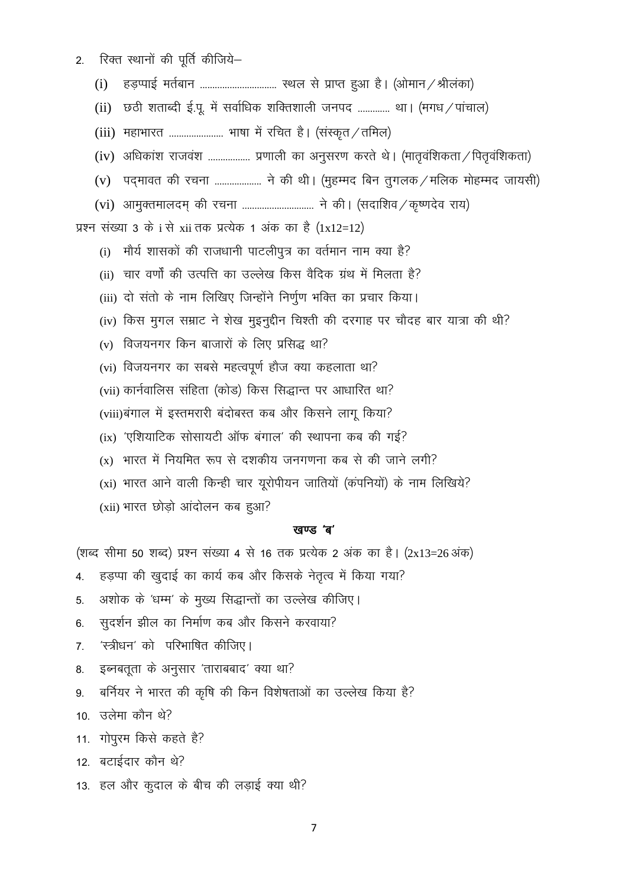2. रिक्त स्थानों की पूर्ति कीजिये–

   (i) हड़प्पाई मर्तबान .............................. स्थल से प्राप्त हुआ है। (ओमान / श्रीलंका)

   (ii) छठी शताब्दी ई.पू. में सर्वाधिक शक्तिशाली जनपद ............ था। (मगध / पांचाल)

   (iii) महाभारत ..................... भाषा में रचित है। (संस्कृत / तमिल)

   (iv) अधिकांश राजवंश ................ प्रणाली का अनुसरण करते थे। (मातृवंशिकता / पितृवंशिकता)

   (v) पद्मावत की रचना .................. ने की थी। (मुहम्मद बिन तुगलक / मलिक मोहम्मद जायसी)

   (vi) आमुक्तमालदम् की रचना ............................ ने की। (सदाशिव / कृष्णदेव राय)

प्रश्न संख्या 3 के i से xii तक प्रत्येक 1 अंक का है (1x12=12)

   (i) मौर्य शासकों की राजधानी पाटलीपुत्र का वर्तमान नाम क्या है?

   (ii) चार वर्णों की उत्पत्ति का उल्लेख किस वैदिक ग्रंथ में मिलता है?

   (iii) दो संतो के नाम लिखिए जिन्होंने निर्गुण भक्ति का प्रचार किया।

   (iv) किस मुगल सम्राट ने शेख मुइनुद्दीन चिश्ती की दरगाह पर चौदह बार यात्रा की थी?

   (v) विजयनगर किन बाजारों के लिए प्रसिद्ध था?

   (vi) विजयनगर का सबसे महत्वपूर्ण हौज क्या कहलाता था?

   (vii) कार्नवालिस संहिता (कोड) किस सिद्धान्त पर आधारित था?

   (viii) बंगाल में इस्तमरारी बंदोबस्त कब और किसने लागू किया?

   (ix) 'एशियाटिक सोसायटी ऑफ बंगाल' की स्थापना कब की गई?

   (x) भारत में नियमित रूप से दशकीय जनगणना कब से की जाने लगी?

   (xi) भारत आने वाली किन्ही चार यूरोपीयन जातियों (कंपनियों) के नाम लिखिये?

   (xii) भारत छोड़ो आंदोलन कब हुआ?

### खण्ड 'ब'

(शब्द सीमा 50 शब्द) प्रश्न संख्या 4 से 16 तक प्रत्येक 2 अंक का है। (2x13=26 अंक)

4. हड़प्पा की खुदाई का कार्य कब और किसके नेतृत्व में किया गया?
5. अशोक के 'धम्म' के मुख्य सिद्धान्तों का उल्लेख कीजिए।
6. सुदर्शन झील का निर्माण कब और किसने करवाया?
7. 'स्त्रीधन' को परिभाषित कीजिए।
8. इब्नबतूता के अनुसार 'ताराबबाद' क्या था?
9. बर्नियर ने भारत की कृषि की किन विशेषताओं का उल्लेख किया है?
10. उलेमा कौन थे?
11. गोपुरम किसे कहते है?
12. बटाईदार कौन थे?
13. हल और कुदाल के बीच की लड़ाई क्या थी?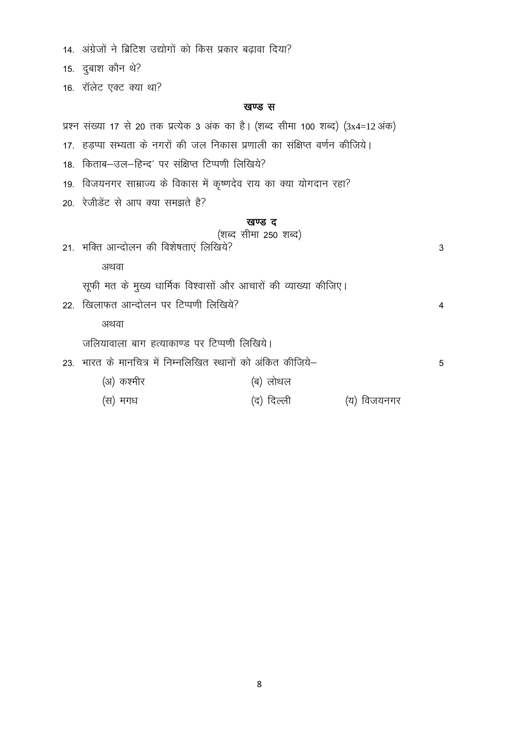14. अंग्रेजों ने ब्रिटिश उद्योगों को किस प्रकार बढ़ावा दिया?
15. दुबाश कौन थे?
16. रॉलेट एक्ट क्या था?

## खण्ड स

प्रश्न संख्या 17 से 20 तक प्रत्येक 3 अंक का है। (शब्द सीमा 100 शब्द) (3x4=12 अंक)

17. हड़प्पा सभ्यता के नगरों की जल निकास प्रणाली का संक्षिप्त वर्णन कीजिये।
18. किताब–उल–हिन्द' पर संक्षिप्त टिप्पणी लिखिये?
19. विजयनगर साम्राज्य के विकास में कृष्णदेव राय का क्या योगदान रहा?
20. रेजीडेंट से आप क्या समझते है?

## खण्ड द

(शब्द सीमा 250 शब्द)

21. भक्ति आन्दोलन की विशेषताएं लिखिये? 3

    अथवा

    सूफी मत के मुख्य धार्मिक विश्वासों और आचारों की व्याख्या कीजिए।

22. खिलाफत आन्दोलन पर टिप्पणी लिखिये? 4

    अथवा

    जलियावाला बाग हत्याकाण्ड पर टिप्पणी लिखिये।

23. भारत के मानचित्र में निम्नलिखित स्थानों को अंकित कीजिये– 5

    (अ) कश्मीर (ब) लोथल

    (स) मगध (द) दिल्ली (य) विजयनगर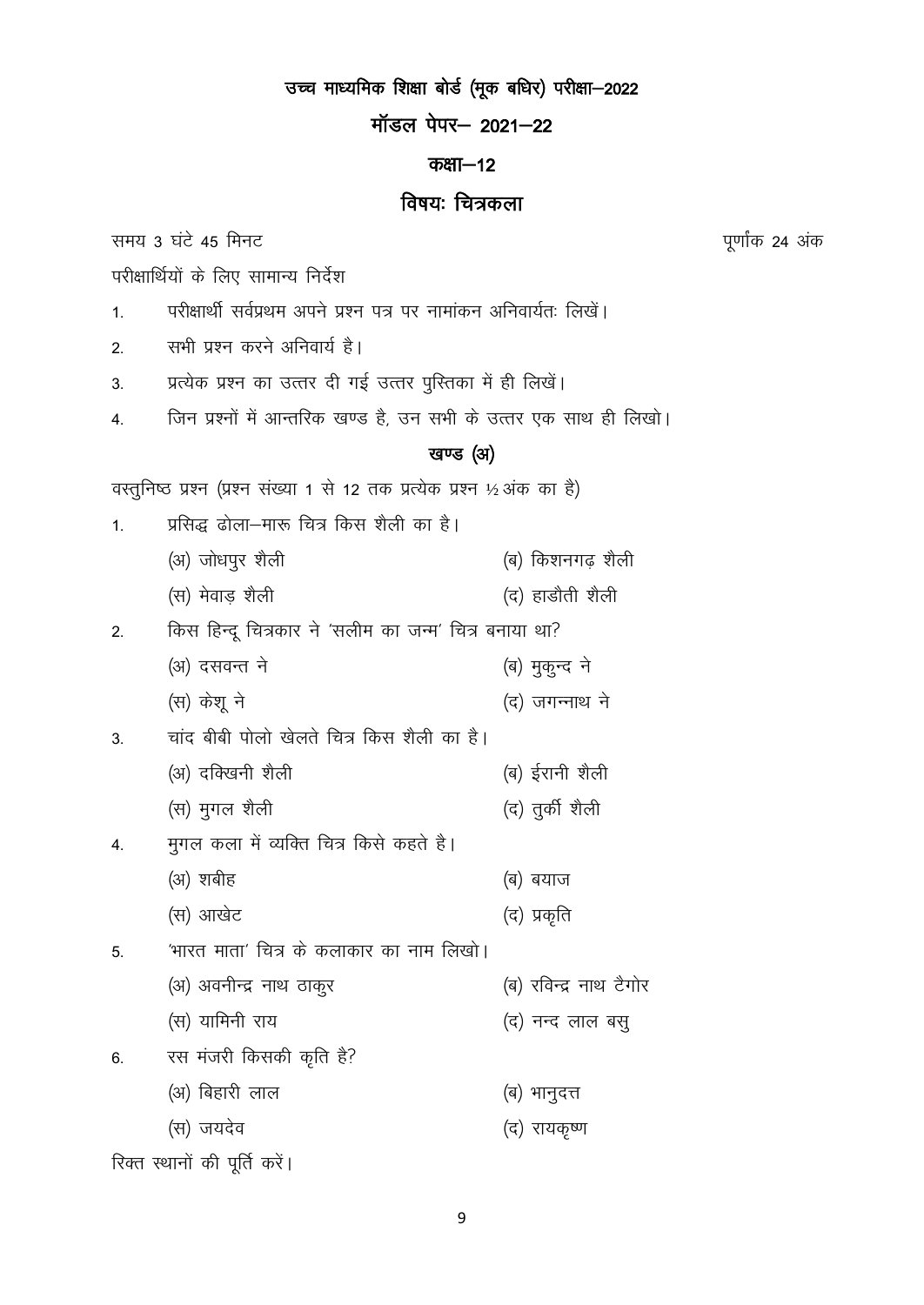# उच्च माध्यमिक शिक्षा बोर्ड (मूक बधिर) परीक्षा–2022

## मॉडल पेपर– 2021–22

## कक्षा–12

## विषयः चित्रकला

समय 3 घंटे 45 मिनट | पूर्णांक 24 अंक

परीक्षार्थियों के लिए सामान्य निर्देश

1. परीक्षार्थी सर्वप्रथम अपने प्रश्न पत्र पर नामांकन अनिवार्यतः लिखें।
2. सभी प्रश्न करने अनिवार्य है।
3. प्रत्येक प्रश्न का उत्तर दी गई उत्तर पुस्तिका में ही लिखें।
4. जिन प्रश्नों में आन्तरिक खण्ड है, उन सभी के उत्तर एक साथ ही लिखो।

### खण्ड (अ)

वस्तुनिष्ठ प्रश्न (प्रश्न संख्या 1 से 12 तक प्रत्येक प्रश्न ½ अंक का है)

1. प्रसिद्ध ढोला–मारू चित्र किस शैली का है।

   (अ) जोधपुर शैली — (ब) किशनगढ़ शैली

   (स) मेवाड़ शैली — (द) हाडौती शैली

2. किस हिन्दू चित्रकार ने 'सलीम का जन्म' चित्र बनाया था?

   (अ) दसवन्त ने — (ब) मुकुन्द ने

   (स) केशू ने — (द) जगन्नाथ ने

3. चांद बीबी पोलो खेलते चित्र किस शैली का है।

   (अ) दक्खिनी शैली — (ब) ईरानी शैली

   (स) मुगल शैली — (द) तुर्की शैली

4. मुगल कला में व्यक्ति चित्र किसे कहते है।

   (अ) शबीह — (ब) बयाज

   (स) आखेट — (द) प्रकृति

5. 'भारत माता' चित्र के कलाकार का नाम लिखो।

   (अ) अवनीन्द्र नाथ ठाकुर — (ब) रविन्द्र नाथ टैगोर

   (स) यामिनी राय — (द) नन्द लाल बसु

6. रस मंजरी किसकी कृति है?

   (अ) बिहारी लाल — (ब) भानुदत्त

   (स) जयदेव — (द) रायकृष्ण

रिक्त स्थानों की पूर्ति करें।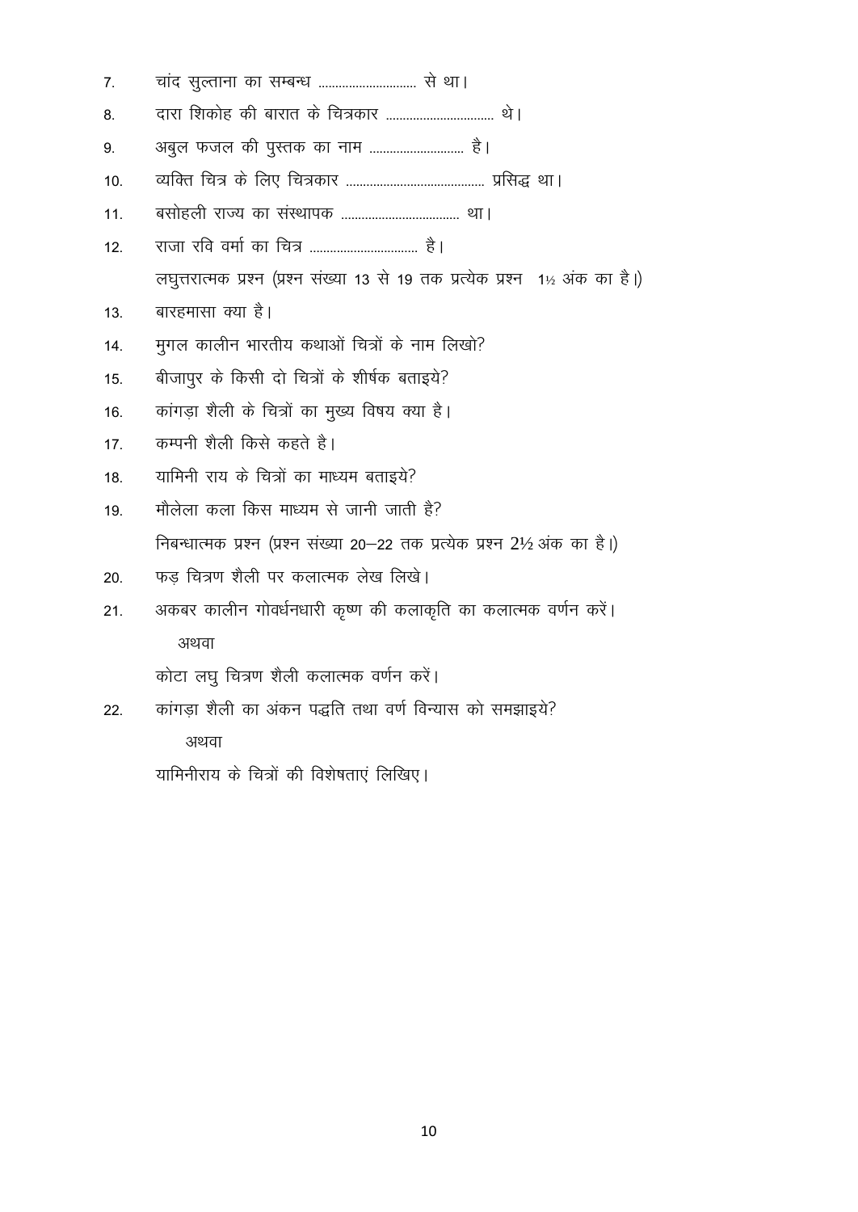7. चांद सुल्ताना का सम्बन्ध .............................. से था।
8. दारा शिकोह की बारात के चित्रकार ................................ थे।
9. अबुल फजल की पुस्तक का नाम ............................ है।
10. व्यक्ति चित्र के लिए चित्रकार ......................................... प्रसिद्ध था।
11. बसोहली राज्य का संस्थापक ................................... था।
12. राजा रवि वर्मा का चित्र ................................ है।

लघुत्तरात्मक प्रश्न (प्रश्न संख्या 13 से 19 तक प्रत्येक प्रश्न 1½ अंक का है।)

13. बारहमासा क्या है।
14. मुगल कालीन भारतीय कथाओं चित्रों के नाम लिखो?
15. बीजापुर के किसी दो चित्रों के शीर्षक बताइये?
16. कांगड़ा शैली के चित्रों का मुख्य विषय क्या है।
17. कम्पनी शैली किसे कहते है।
18. यामिनी राय के चित्रों का माध्यम बताइये?
19. मौलेला कला किस माध्यम से जानी जाती है?

निबन्धात्मक प्रश्न (प्रश्न संख्या 20–22 तक प्रत्येक प्रश्न 2½ अंक का है।)

20. फड़ चित्रण शैली पर कलात्मक लेख लिखे।
21. अकबर कालीन गोवर्धनधारी कृष्ण की कलाकृति का कलात्मक वर्णन करें।

    अथवा

    कोटा लघु चित्रण शैली कलात्मक वर्णन करें।
22. कांगड़ा शैली का अंकन पद्धति तथा वर्ण विन्यास को समझाइये?

    अथवा

    यामिनीराय के चित्रों की विशेषताएं लिखिए।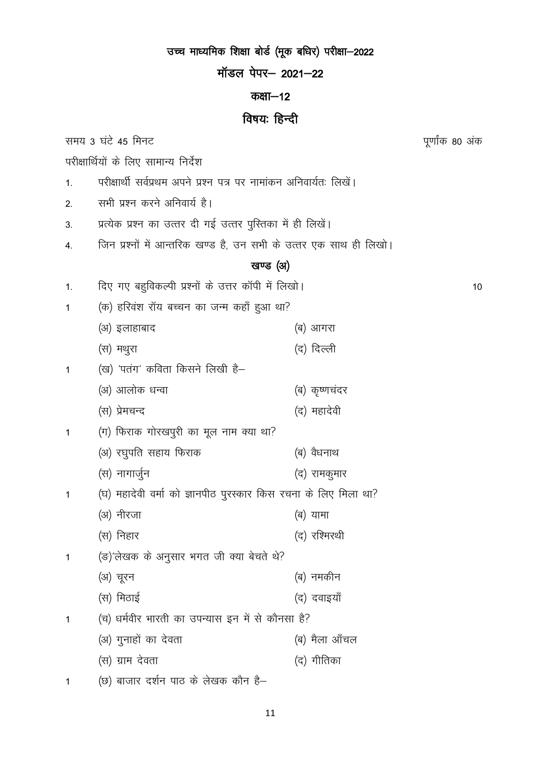# उच्च माध्यमिक शिक्षा बोर्ड (मूक बधिर) परीक्षा–2022

## मॉडल पेपर– 2021–22

## कक्षा–12

## विषयः हिन्दी

समय 3 घंटे 45 मिनट पूर्णांक 80 अंक

परीक्षार्थियों के लिए सामान्य निर्देश

1. परीक्षार्थी सर्वप्रथम अपने प्रश्न पत्र पर नामांकन अनिवार्यतः लिखें।
2. सभी प्रश्न करने अनिवार्य है।
3. प्रत्येक प्रश्न का उत्तर दी गई उत्तर पुस्तिका में ही लिखें।
4. जिन प्रश्नों में आन्तरिक खण्ड है, उन सभी के उत्तर एक साथ ही लिखो।

### खण्ड (अ)

1. दिए गए बहुविकल्पी प्रश्नों के उत्तर कॉपी में लिखो। 10

1 (क) हरिवंश रॉय बच्चन का जन्म कहाँ हुआ था?

(अ) इलाहाबाद (ब) आगरा

(स) मथुरा (द) दिल्ली

1 (ख) 'पतंग' कविता किसने लिखी है–

(अ) आलोक धन्वा (ब) कृष्णचंदर

(स) प्रेमचन्द (द) महादेवी

1 (ग) फिराक गोरखपुरी का मूल नाम क्या था?

(अ) रघुपति सहाय फिराक (ब) वैधनाथ

(स) नागार्जुन (द) रामकुमार

1 (घ) महादेवी वर्मा को ज्ञानपीठ पुरस्कार किस रचना के लिए मिला था?

(अ) नीरजा (ब) यामा

(स) निहार (द) रश्मिरथी

1 (ङ)'लेखक के अनुसार भगत जी क्या बेचते थे?

(अ) चूरन (ब) नमकीन

(स) मिठाई (द) दवाइयाँ

1 (च) धर्मवीर भारती का उपन्यास इन में से कौनसा है?

(अ) गुनाहों का देवता (ब) मैला आँचल

(स) ग्राम देवता (द) गीतिका

1 (छ) बाजार दर्शन पाठ के लेखक कौन है–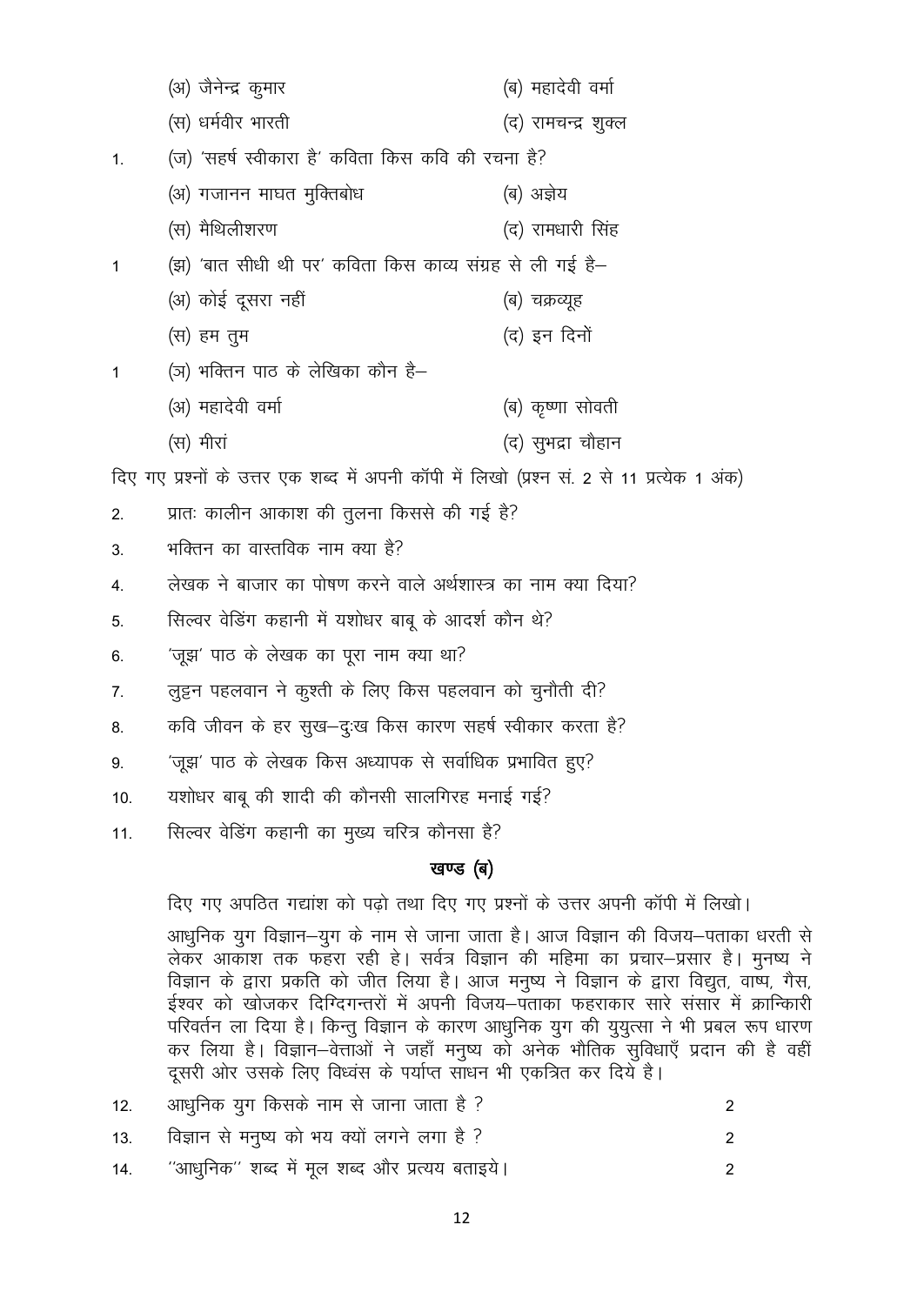(अ) जैनेन्द्र कुमार (ब) महादेवी वर्मा

(स) धर्मवीर भारती (द) रामचन्द्र शुक्ल

1. (ज) 'सहर्ष स्वीकारा है' कविता किस कवि की रचना है?

(अ) गजानन माघत मुक्तिबोध (ब) अज्ञेय

(स) मैथिलीशरण (द) रामधारी सिंह

1 (झ) 'बात सीधी थी पर' कविता किस काव्य संग्रह से ली गई है–

(अ) कोई दूसरा नहीं (ब) चक्रव्यूह

(स) हम तुम (द) इन दिनों

1 (ञ) भक्तिन पाठ के लेखिका कौन है–

(अ) महादेवी वर्मा (ब) कृष्णा सोवती

(स) मीरां (द) सुभद्रा चौहान

दिए गए प्रश्नों के उत्तर एक शब्द में अपनी कॉपी में लिखो (प्रश्न सं. 2 से 11 प्रत्येक 1 अंक)

2. प्रातः कालीन आकाश की तुलना किससे की गई है?
3. भक्तिन का वास्तविक नाम क्या है?
4. लेखक ने बाजार का पोषण करने वाले अर्थशास्त्र का नाम क्या दिया?
5. सिल्वर वेडिंग कहानी में यशोधर बाबू के आदर्श कौन थे?
6. 'जूझ' पाठ के लेखक का पूरा नाम क्या था?
7. लुट्टन पहलवान ने कुश्ती के लिए किस पहलवान को चुनौती दी?
8. कवि जीवन के हर सुख–दुःख किस कारण सहर्ष स्वीकार करता है?
9. 'जूझ' पाठ के लेखक किस अध्यापक से सर्वाधिक प्रभावित हुए?
10. यशोधर बाबू की शादी की कौनसी सालगिरह मनाई गई?
11. सिल्वर वेडिंग कहानी का मुख्य चरित्र कौनसा है?

## खण्ड (ब)

दिए गए अपठित गद्यांश को पढ़ो तथा दिए गए प्रश्नों के उत्तर अपनी कॉपी में लिखो।

आधुनिक युग विज्ञान–युग के नाम से जाना जाता है। आज विज्ञान की विजय–पताका धरती से लेकर आकाश तक फहरा रही हे। सर्वत्र विज्ञान की महिमा का प्रचार–प्रसार है। मुनष्य ने विज्ञान के द्वारा प्रकृति को जीत लिया है। आज मनुष्य ने विज्ञान के द्वारा विद्युत, वाष्प, गैस, ईश्वर को खोजकर दिग्दिगन्तरों में अपनी विजय–पताका फहराकार सारे संसार में क्रान्किारी परिवर्तन ला दिया है। किन्तु विज्ञान के कारण आधुनिक युग की युयुत्सा ने भी प्रबल रूप धारण कर लिया है। विज्ञान–वेत्ताओं ने जहाँ मनुष्य को अनेक भौतिक सुविधाएँ प्रदान की है वहीं दूसरी ओर उसके लिए विध्वंस के पर्याप्त साधन भी एकत्रित कर दिये है।

12. आधुनिक युग किसके नाम से जाना जाता है ? 2
13. विज्ञान से मनुष्य को भय क्यों लगने लगा है ? 2
14. "आधुनिक" शब्द में मूल शब्द और प्रत्यय बताइये। 2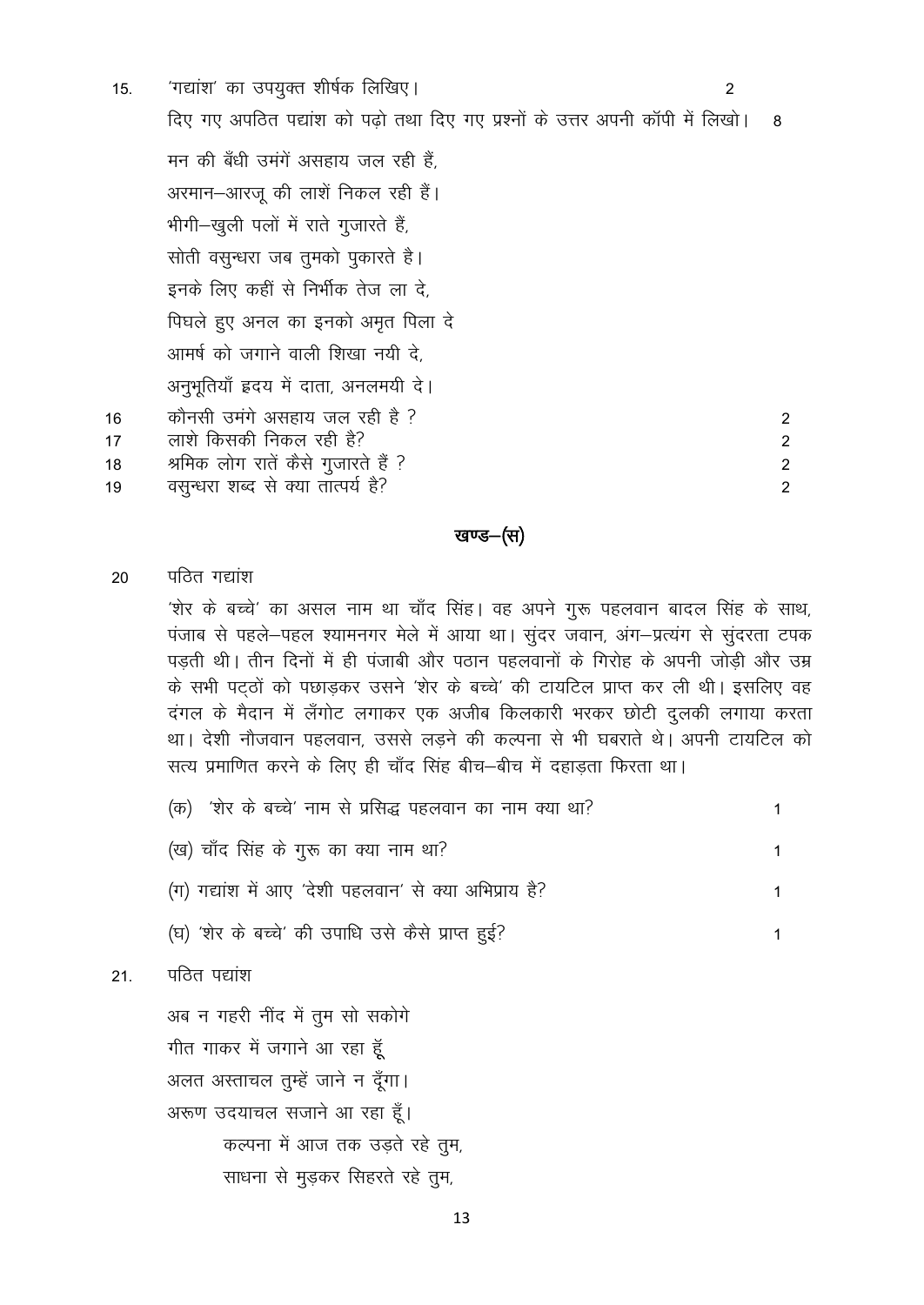15. 'गद्यांश' का उपयुक्त शीर्षक लिखिए। 2

दिए गए अपठित पद्यांश को पढ़ो तथा दिए गए प्रश्नों के उत्तर अपनी कॉपी में लिखो। 8

मन की बँधी उमंगें असहाय जल रही हैं,
अरमान–आरजू की लाशें निकल रही हैं।
भीगी–खुली पलों में राते गुजारते हैं,
सोती वसुन्धरा जब तुमको पुकारते है।
इनके लिए कहीं से निर्भीक तेज ला दे,
पिघले हुए अनल का इनको अमृत पिला दे
आमर्ष को जगाने वाली शिखा नयी दे,
अनुभूतियाँ ह्रदय में दाता, अनलमयी दे।

16 कौनसी उमंगे असहाय जल रही है ? 2

17 लाशे किसकी निकल रही है? 2

18 श्रमिक लोग रातें कैसे गुजारते हैं ? 2

19 वसुन्धरा शब्द से क्या तात्पर्य है? 2

## खण्ड–(स)

20 पठित गद्यांश

'शेर के बच्चे' का असल नाम था चाँद सिंह। वह अपने गुरू पहलवान बादल सिंह के साथ, पंजाब से पहले–पहल श्यामनगर मेले में आया था। सुंदर जवान, अंग–प्रत्यंग से सुंदरता टपक पड़ती थी। तीन दिनों में ही पंजाबी और पठान पहलवानों के गिरोह के अपनी जोड़ी और उम्र के सभी पट्ठों को पछाड़कर उसने 'शेर के बच्चे' की टायटिल प्राप्त कर ली थी। इसलिए वह दंगल के मैदान में लँगोट लगाकर एक अजीब किलकारी भरकर छोटी दुलकी लगाया करता था। देशी नौजवान पहलवान, उससे लड़ने की कल्पना से भी घबराते थे। अपनी टायटिल को सत्य प्रमाणित करने के लिए ही चाँद सिंह बीच–बीच में दहाड़ता फिरता था।

(क) 'शेर के बच्चे' नाम से प्रसिद्ध पहलवान का नाम क्या था? 1

(ख) चाँद सिंह के गुरू का क्या नाम था? 1

(ग) गद्यांश में आए 'देशी पहलवान' से क्या अभिप्राय है? 1

(घ) 'शेर के बच्चे' की उपाधि उसे कैसे प्राप्त हुई? 1

21. पठित पद्यांश

अब न गहरी नींद में तुम सो सकोगे
गीत गाकर में जगाने आ रहा हूँ
अलत अस्ताचल तुम्हें जाने न दूँगा।
अरूण उदयाचल सजाने आ रहा हूँ।

कल्पना में आज तक उड़ते रहे तुम,
साधना से मुड़कर सिहरते रहे तुम,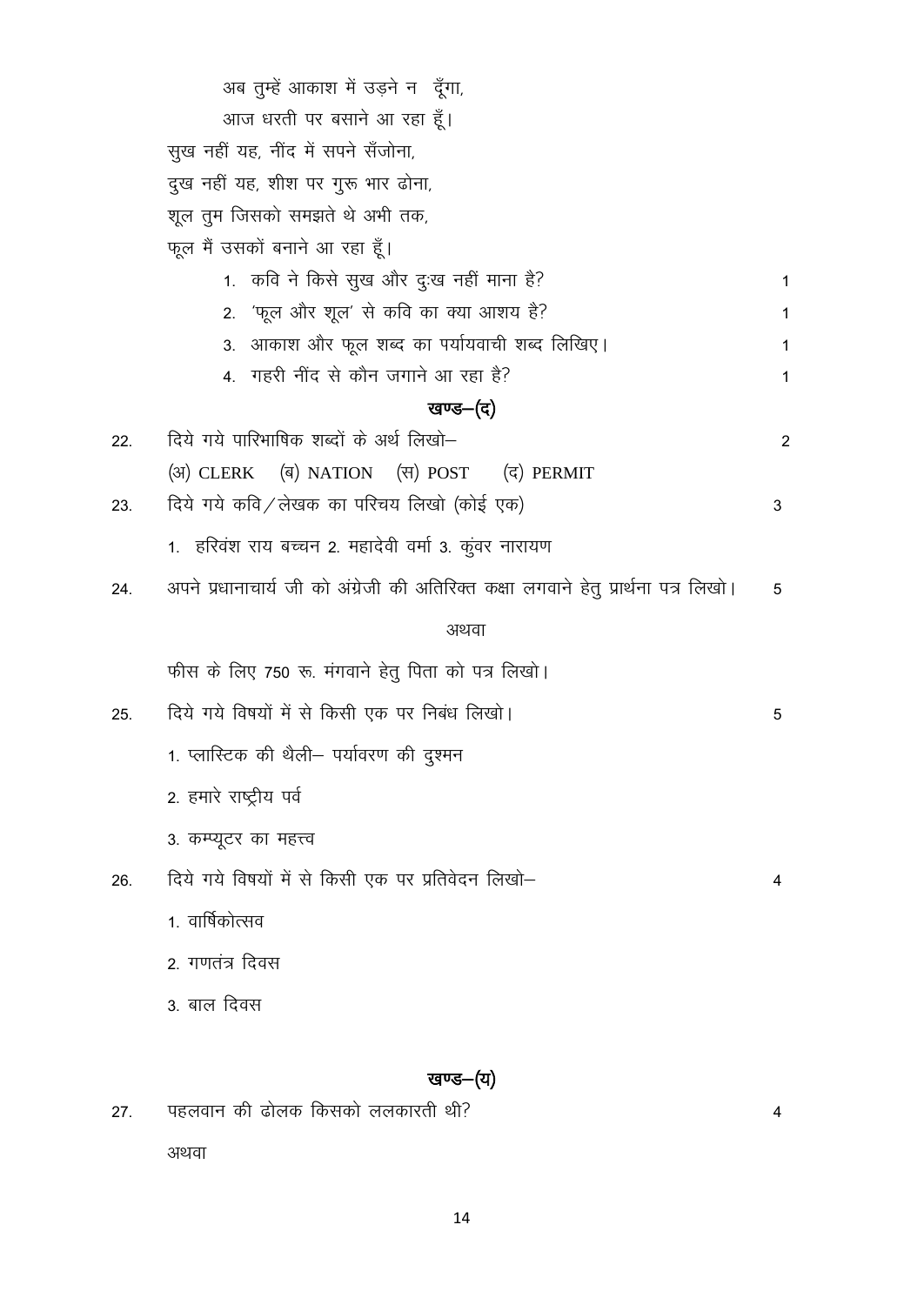अब तुम्हें आकाश में उड़ने न  दूँगा,

आज धरती पर बसाने आ रहा हूँ।

सुख नहीं यह, नींद में सपने सँजोना,

दुख नहीं यह, शीश पर गुरू भार ढोना,

शूल तुम जिसको समझते थे अभी तक,

फूल मैं उसकों बनाने आ रहा हूँ।

1. कवि ने किसे सुख और दुःख नहीं माना है? 1
2. 'फूल और शूल' से कवि का क्या आशय है? 1
3. आकाश और फूल शब्द का पर्यायवाची शब्द लिखिए। 1
4. गहरी नींद से कौन जगाने आ रहा है? 1

## खण्ड–(द)

22. दिये गये पारिभाषिक शब्दों के अर्थ लिखो– 2

(अ) CLERK (ब) NATION (स) POST (द) PERMIT

23. दिये गये कवि/लेखक का परिचय लिखो (कोई एक) 3

1. हरिवंश राय बच्चन 2. महादेवी वर्मा 3. कुंवर नारायण

24. अपने प्रधानाचार्य जी को अंग्रेजी की अतिरिक्त कक्षा लगवाने हेतु प्रार्थना पत्र लिखो। 5

अथवा

फीस के लिए 750 रू. मंगवाने हेतु पिता को पत्र लिखो।

25. दिये गये विषयों में से किसी एक पर निबंध लिखो। 5

1. प्लास्टिक की थैली– पर्यावरण की दुश्मन
2. हमारे राष्ट्रीय पर्व
3. कम्प्यूटर का महत्त्व

26. दिये गये विषयों में से किसी एक पर प्रतिवेदन लिखो– 4

1. वार्षिकोत्सव
2. गणतंत्र दिवस
3. बाल दिवस

## खण्ड–(य)

27. पहलवान की ढोलक किसको ललकारती थी? 4

अथवा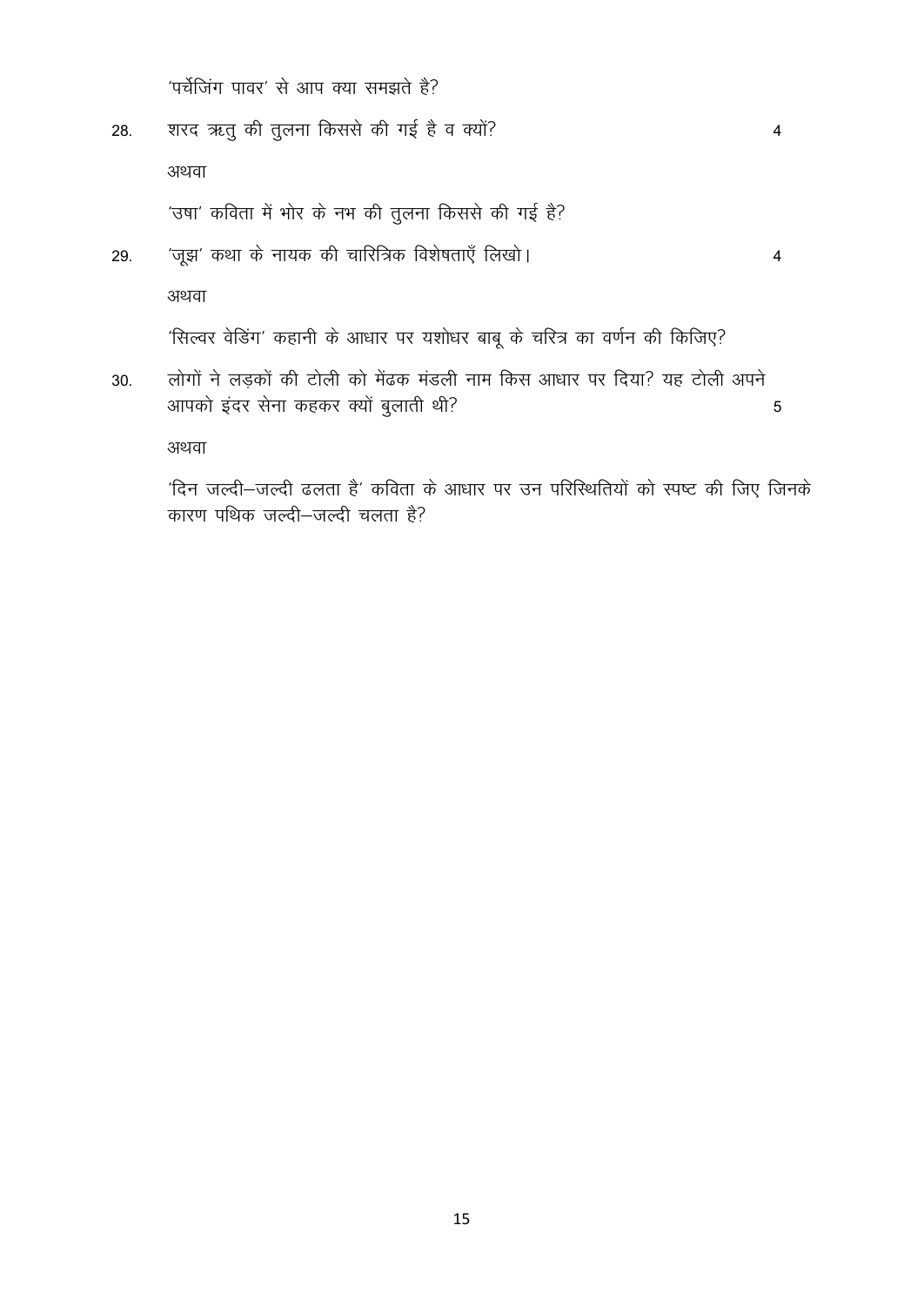'पर्चेजिंग पावर' से आप क्या समझते है?

28. शरद ऋतु की तुलना किससे की गई है व क्यों? 4

अथवा

'उषा' कविता में भोर के नभ की तुलना किससे की गई है?

29. 'जूझ' कथा के नायक की चारित्रिक विशेषताएँ लिखो। 4

अथवा

'सिल्वर वेडिंग' कहानी के आधार पर यशोधर बाबू के चरित्र का वर्णन की किजिए?

30. लोगों ने लड़कों की टोली को मेंढक मंडली नाम किस आधार पर दिया? यह टोली अपने आपको इंदर सेना कहकर क्यों बुलाती थी? 5

अथवा

'दिन जल्दी–जल्दी ढलता है' कविता के आधार पर उन परिस्थितियों को स्पष्ट की जिए जिनके कारण पथिक जल्दी–जल्दी चलता है?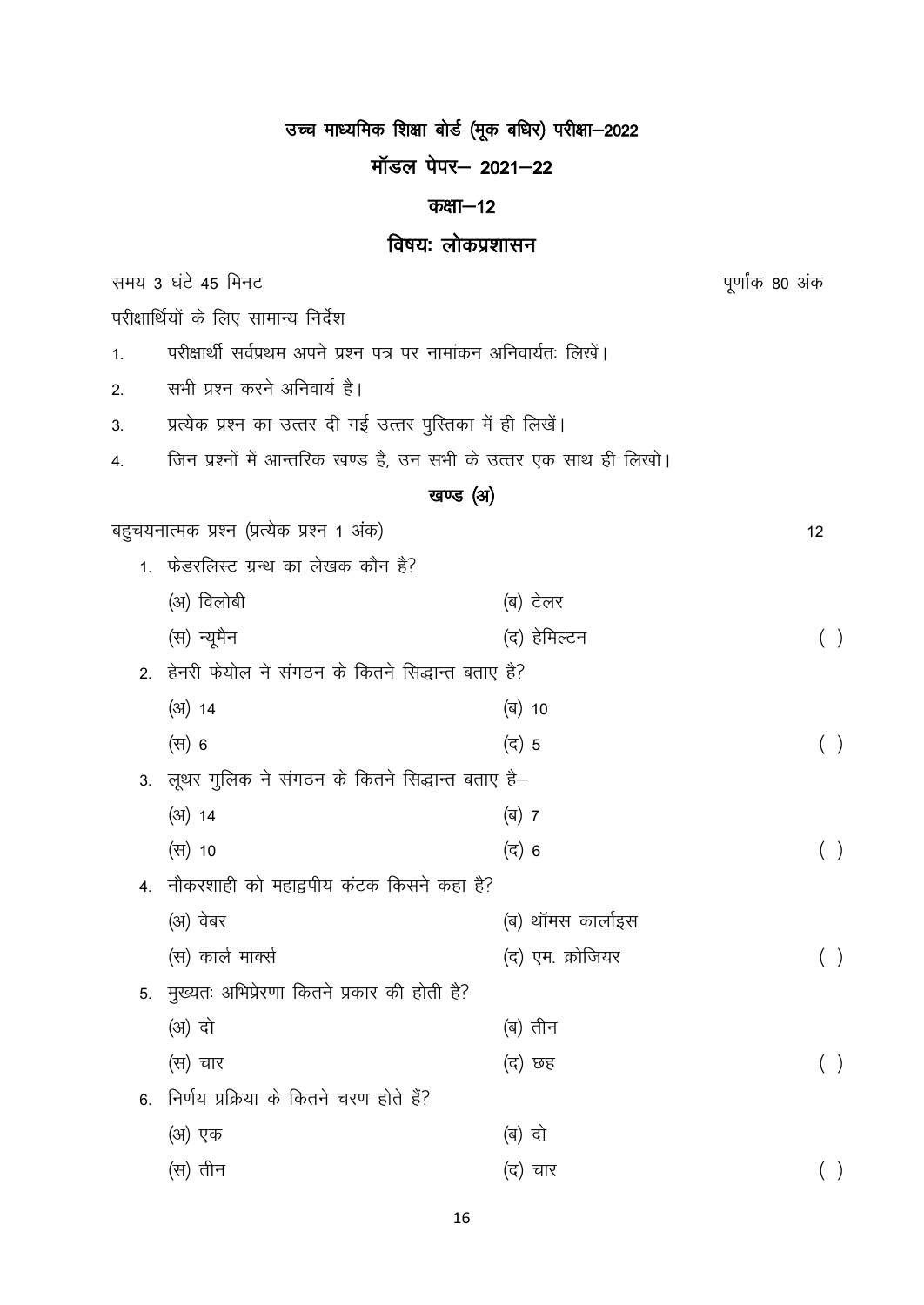# उच्च माध्यमिक शिक्षा बोर्ड (मूक बधिर) परीक्षा–2022

## मॉडल पेपर– 2021–22

## कक्षा–12

## विषयः लोकप्रशासन

समय 3 घंटे 45 मिनट | पूर्णांक 80 अंक

परीक्षार्थियों के लिए सामान्य निर्देश

1. परीक्षार्थी सर्वप्रथम अपने प्रश्न पत्र पर नामांकन अनिवार्यतः लिखें।
2. सभी प्रश्न करने अनिवार्य है।
3. प्रत्येक प्रश्न का उत्तर दी गई उत्तर पुस्तिका में ही लिखें।
4. जिन प्रश्नों में आन्तरिक खण्ड है, उन सभी के उत्तर एक साथ ही लिखो।

### खण्ड (अ)

बहुचयनात्मक प्रश्न (प्रत्येक प्रश्न 1 अंक) 12

1. फेडरलिस्ट ग्रन्थ का लेखक कौन है?

   (अ) विलोबी (ब) टेलर
   
   (स) न्यूमैन (द) हेमिल्टन ( )

2. हेनरी फेयोल ने संगठन के कितने सिद्धान्त बताए है?

   (अ) 14 (ब) 10
   
   (स) 6 (द) 5 ( )

3. लूथर गुलिक ने संगठन के कितने सिद्धान्त बताए है–

   (अ) 14 (ब) 7
   
   (स) 10 (द) 6 ( )

4. नौकरशाही को महाद्वपीय कंटक किसने कहा है?

   (अ) वेबर (ब) थॉमस कार्लाइस
   
   (स) कार्ल मार्क्स (द) एम. क्रोजियर ( )

5. मुख्यतः अभिप्रेरणा कितने प्रकार की होती है?

   (अ) दो (ब) तीन
   
   (स) चार (द) छह ( )

6. निर्णय प्रक्रिया के कितने चरण होते हैं?

   (अ) एक (ब) दो
   
   (स) तीन (द) चार ( )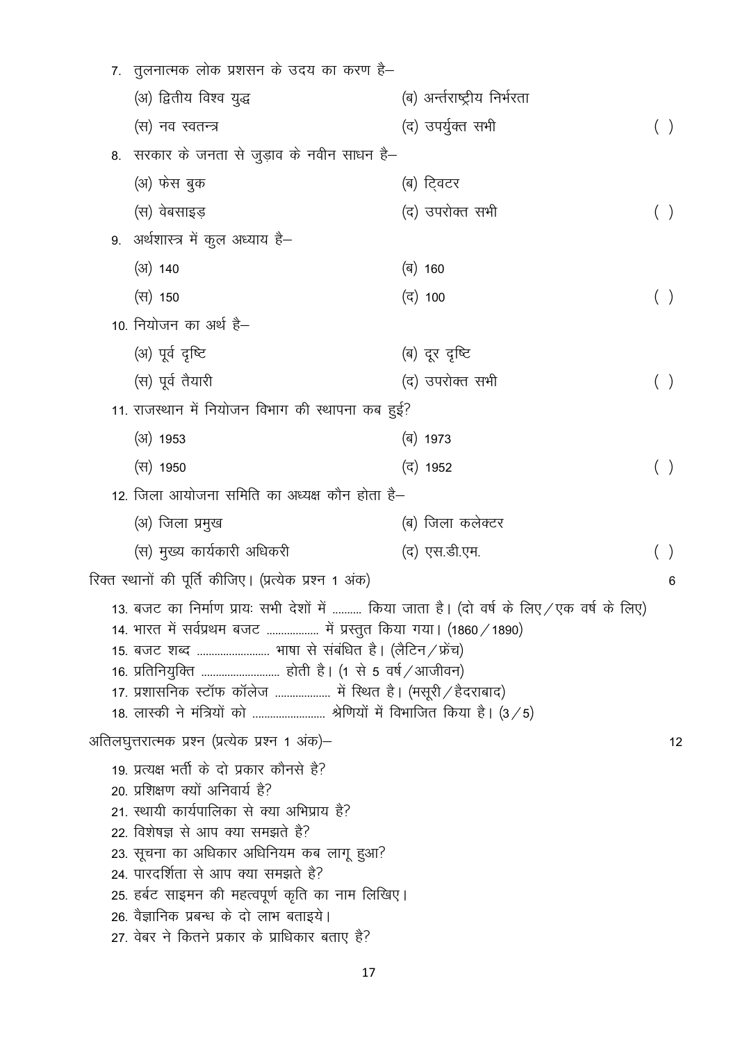7. तुलनात्मक लोक प्रशासन के उदय का करण है–

    (अ) द्वितीय विश्व युद्ध    (ब) अर्न्तराष्ट्रीय निर्भरता

    (स) नव स्वतन्त्र    (द) उपर्युक्त सभी    ( )

8. सरकार के जनता से जुड़ाव के नवीन साधन है–

    (अ) फेस बुक    (ब) ट्विटर

    (स) वेबसाइड़    (द) उपरोक्त सभी    ( )

9. अर्थशास्त्र में कुल अध्याय है–

    (अ) 140    (ब) 160

    (स) 150    (द) 100    ( )

10. नियोजन का अर्थ है–

    (अ) पूर्व दृष्टि    (ब) दूर दृष्टि

    (स) पूर्व तैयारी    (द) उपरोक्त सभी    ( )

11. राजस्थान में नियोजन विभाग की स्थापना कब हुई?

    (अ) 1953    (ब) 1973

    (स) 1950    (द) 1952    ( )

12. जिला आयोजना समिति का अध्यक्ष कौन होता है–

    (अ) जिला प्रमुख    (ब) जिला कलेक्टर

    (स) मुख्य कार्यकारी अधिकरी    (द) एस.डी.एम.    ( )

रिक्त स्थानों की पूर्ति कीजिए। (प्रत्येक प्रश्न 1 अंक)    6

13. बजट का निर्माण प्रायः सभी देशों में .......... किया जाता है। (दो वर्ष के लिए / एक वर्ष के लिए)
14. भारत में सर्वप्रथम बजट .................. में प्रस्तुत किया गया। (1860 / 1890)
15. बजट शब्द ......................... भाषा से संबंधित है। (लैटिन / फ्रेंच)
16. प्रतिनियुक्ति ........................... होती है। (1 से 5 वर्ष / आजीवन)
17. प्रशासनिक स्टॉफ कॉलेज ................... में स्थित है। (मसूरी / हैदराबाद)
18. लास्की ने मंत्रियों को ......................... श्रेणियों में विभाजित किया है। (3 / 5)

अतिलघुत्तरात्मक प्रश्न (प्रत्येक प्रश्न 1 अंक)–    12

19. प्रत्यक्ष भर्ती के दो प्रकार कौनसे है?
20. प्रशिक्षण क्यों अनिवार्य है?
21. स्थायी कार्यपालिका से क्या अभिप्राय है?
22. विशेषज्ञ से आप क्या समझते है?
23. सूचना का अधिकार अधिनियम कब लागू हुआ?
24. पारदर्शिता से आप क्या समझते है?
25. हर्बट साइमन की महत्वपूर्ण कृति का नाम लिखिए।
26. वैज्ञानिक प्रबन्ध के दो लाभ बताइये।
27. वेबर ने कितने प्रकार के प्राधिकार बताए है?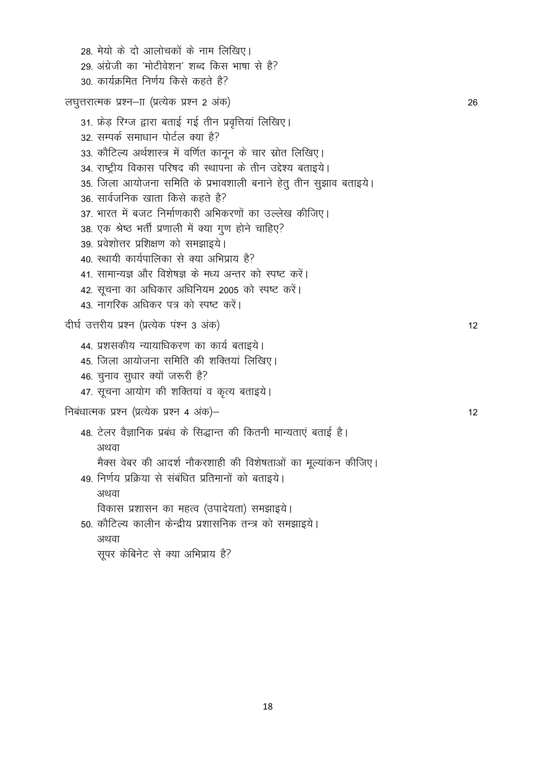28. मेयो के दो आलोचकों के नाम लिखिए।
29. अंग्रेजी का 'मोटीवेशन' शब्द किस भाषा से है?
30. कार्यक्रमित निर्णय किसे कहते है?

लघुत्तरात्मक प्रश्न–II (प्रत्येक प्रश्न 2 अंक) 26

31. फ्रेड़ रिग्ज द्वारा बताई गई तीन प्रवृत्तियां लिखिए।
32. सम्पर्क समाधान पोर्टल क्या है?
33. कौटिल्य अर्थशास्त्र में वर्णित कानून के चार स्रोत लिखिए।
34. राष्ट्रीय विकास परिषद की स्थापना के तीन उद्देश्य बताइये।
35. जिला आयोजना समिति के प्रभावशाली बनाने हेतु तीन सुझाव बताइये।
36. सार्वजनिक खाता किसे कहते है?
37. भारत में बजट निर्माणकारी अभिकरणों का उल्लेख कीजिए।
38. एक श्रेष्ठ भर्ती प्रणाली में क्या गुण होने चाहिए?
39. प्रवेशोत्तर प्रशिक्षण को समझाइये।
40. स्थायी कार्यपालिका से क्या अभिप्राय है?
41. सामान्यज्ञ और विशेषज्ञ के मध्य अन्तर को स्पष्ट करें।
42. सूचना का अधिकार अधिनियम 2005 को स्पष्ट करें।
43. नागरिक अधिकर पत्र को स्पष्ट करें।

दीर्घ उत्तरीय प्रश्न (प्रत्येक पंश्न 3 अंक) 12

44. प्रशसकीय न्यायाधिकरण का कार्य बताइये।
45. जिला आयोजना समिति की शक्तियां लिखिए।
46. चुनाव सुधार क्यों जरूरी है?
47. सूचना आयोग की शक्तियां व कृत्य बताइये।

निबंधात्मक प्रश्न (प्रत्येक प्रश्न 4 अंक)– 12

48. टेलर वैज्ञानिक प्रबंध के सिद्धान्त की कितनी मान्यताएं बताई है।
    अथवा
    मैक्स वेबर की आदर्श नौकरशाही की विशेषताओं का मूल्यांकन कीजिए।
49. निर्णय प्रक्रिया से संबंधित प्रतिमानों को बताइये।
    अथवा
    विकास प्रशासन का महत्व (उपादेयता) समझाइये।
50. कौटिल्य कालीन केन्द्रीय प्रशासनिक तन्त्र को समझाइये।
    अथवा
    सूपर केबिनेट से क्या अभिप्राय है?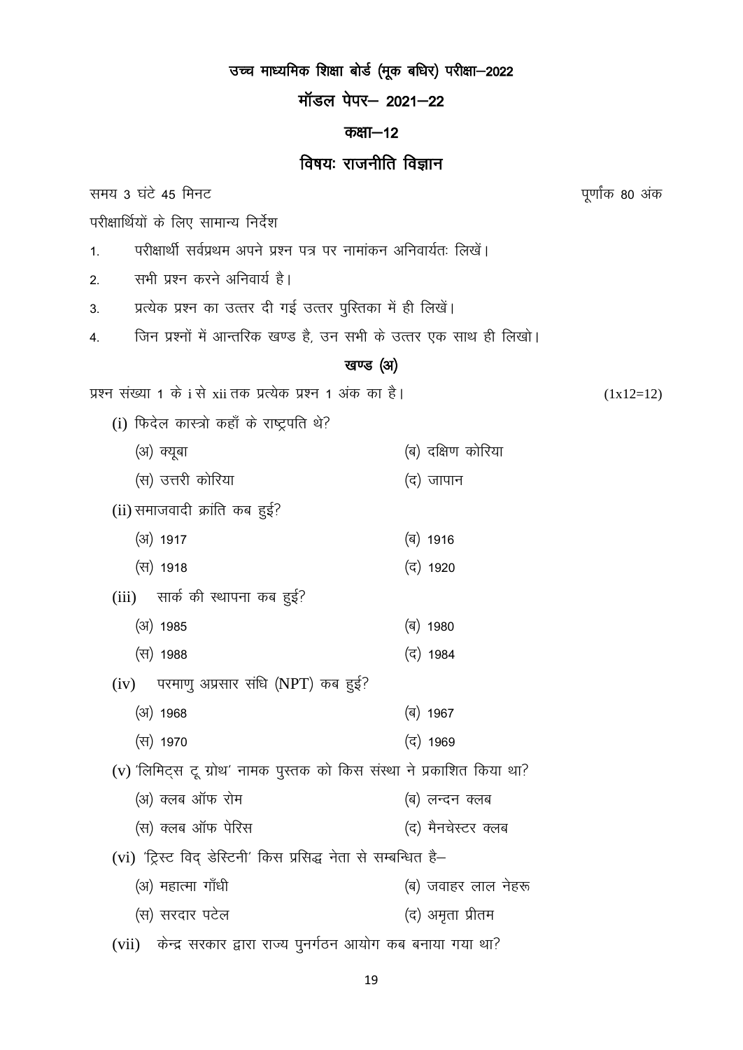# उच्च माध्यमिक शिक्षा बोर्ड (मूक बधिर) परीक्षा–2022

## मॉडल पेपर– 2021–22

## कक्षा–12

## विषयः राजनीति विज्ञान

समय 3 घंटे 45 मिनट — पूर्णांक 80 अंक

परीक्षार्थियों के लिए सामान्य निर्देश

1. परीक्षार्थी सर्वप्रथम अपने प्रश्न पत्र पर नामांकन अनिवार्यतः लिखें।
2. सभी प्रश्न करने अनिवार्य है।
3. प्रत्येक प्रश्न का उत्तर दी गई उत्तर पुस्तिका में ही लिखें।
4. जिन प्रश्नों में आन्तरिक खण्ड है, उन सभी के उत्तर एक साथ ही लिखो।

### खण्ड (अ)

प्रश्न संख्या 1 के i से xii तक प्रत्येक प्रश्न 1 अंक का है। (1x12=12)

(i) फिदेल कास्त्रो कहाँ के राष्ट्रपति थे?

(अ) क्यूबा (ब) दक्षिण कोरिया

(स) उत्तरी कोरिया (द) जापान

(ii) समाजवादी क्रांति कब हुई?

(अ) 1917 (ब) 1916

(स) 1918 (द) 1920

(iii) सार्क की स्थापना कब हुई?

(अ) 1985 (ब) 1980

(स) 1988 (द) 1984

(iv) परमाणु अप्रसार संधि (NPT) कब हुई?

(अ) 1968 (ब) 1967

(स) 1970 (द) 1969

(v) 'लिमिट्स टू ग्रोथ' नामक पुस्तक को किस संस्था ने प्रकाशित किया था?

(अ) क्लब ऑफ रोम (ब) लन्दन क्लब

(स) क्लब ऑफ पेरिस (द) मैनचेस्टर क्लब

(vi) 'ट्रिस्ट विद् डेस्टिनी' किस प्रसिद्ध नेता से सम्बन्धित है–

(अ) महात्मा गाँधी (ब) जवाहर लाल नेहरू

(स) सरदार पटेल (द) अमृता प्रीतम

(vii) केन्द्र सरकार द्वारा राज्य पुनर्गठन आयोग कब बनाया गया था?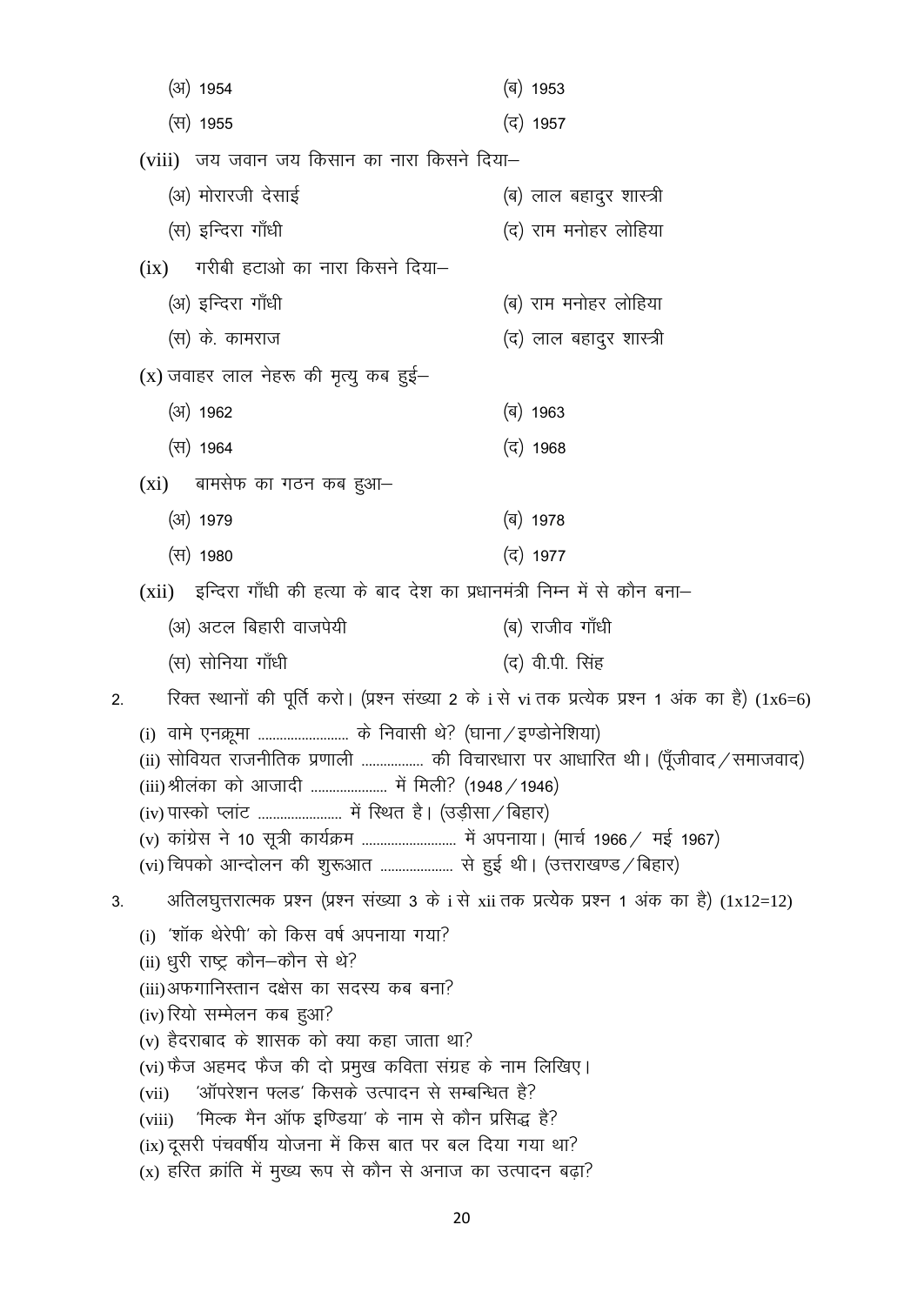(अ) 1954 (ब) 1953

(स) 1955 (द) 1957

(viii) जय जवान जय किसान का नारा किसने दिया–

(अ) मोरारजी देसाई (ब) लाल बहादुर शास्त्री

(स) इन्दिरा गाँधी (द) राम मनोहर लोहिया

(ix) गरीबी हटाओ का नारा किसने दिया–

(अ) इन्दिरा गाँधी (ब) राम मनोहर लोहिया

(स) के. कामराज (द) लाल बहादुर शास्त्री

(x) जवाहर लाल नेहरू की मृत्यु कब हुई–

(अ) 1962 (ब) 1963

(स) 1964 (द) 1968

(xi) बामसेफ का गठन कब हुआ–

(अ) 1979 (ब) 1978

(स) 1980 (द) 1977

(xii) इन्दिरा गाँधी की हत्या के बाद देश का प्रधानमंत्री निम्न में से कौन बना–

(अ) अटल बिहारी वाजपेयी (ब) राजीव गाँधी

(स) सोनिया गाँधी (द) वी.पी. सिंह

2. रिक्त स्थानों की पूर्ति करो। (प्रश्न संख्या 2 के i से vi तक प्रत्येक प्रश्न 1 अंक का है) (1x6=6)

(i) वामे एनक्रूमा ........................ के निवासी थे? (घाना / इण्डोनेशिया)

(ii) सोवियत राजनीतिक प्रणाली ................ की विचारधारा पर आधारित थी। (पूँजीवाद / समाजवाद)

(iii) श्रीलंका को आजादी .................... में मिली? (1948 / 1946)

(iv) पास्को प्लांट ...................... में स्थित है। (उड़ीसा / बिहार)

(v) कांग्रेस ने 10 सूत्री कार्यक्रम ......................... में अपनाया। (मार्च 1966 / मई 1967)

(vi) चिपको आन्दोलन की शुरूआत ................... से हुई थी। (उत्तराखण्ड / बिहार)

3. अतिलघुत्तरात्मक प्रश्न (प्रश्न संख्या 3 के i से xii तक प्रत्येक प्रश्न 1 अंक का है) (1x12=12)

(i) 'शॉक थेरेपी' को किस वर्ष अपनाया गया?

(ii) धुरी राष्ट्र कौन–कौन से थे?

(iii) अफगानिस्तान दक्षेस का सदस्य कब बना?

(iv) रियो सम्मेलन कब हुआ?

(v) हैदराबाद के शासक को क्या कहा जाता था?

(vi) फैज अहमद फैज की दो प्रमुख कविता संग्रह के नाम लिखिए।

(vii) 'ऑपरेशन फ्लड' किसके उत्पादन से सम्बन्धित है?

(viii) 'मिल्क मैन ऑफ इण्डिया' के नाम से कौन प्रसिद्ध है?

(ix) दूसरी पंचवर्षीय योजना में किस बात पर बल दिया गया था?

(x) हरित क्रांति में मुख्य रूप से कौन से अनाज का उत्पादन बढ़ा?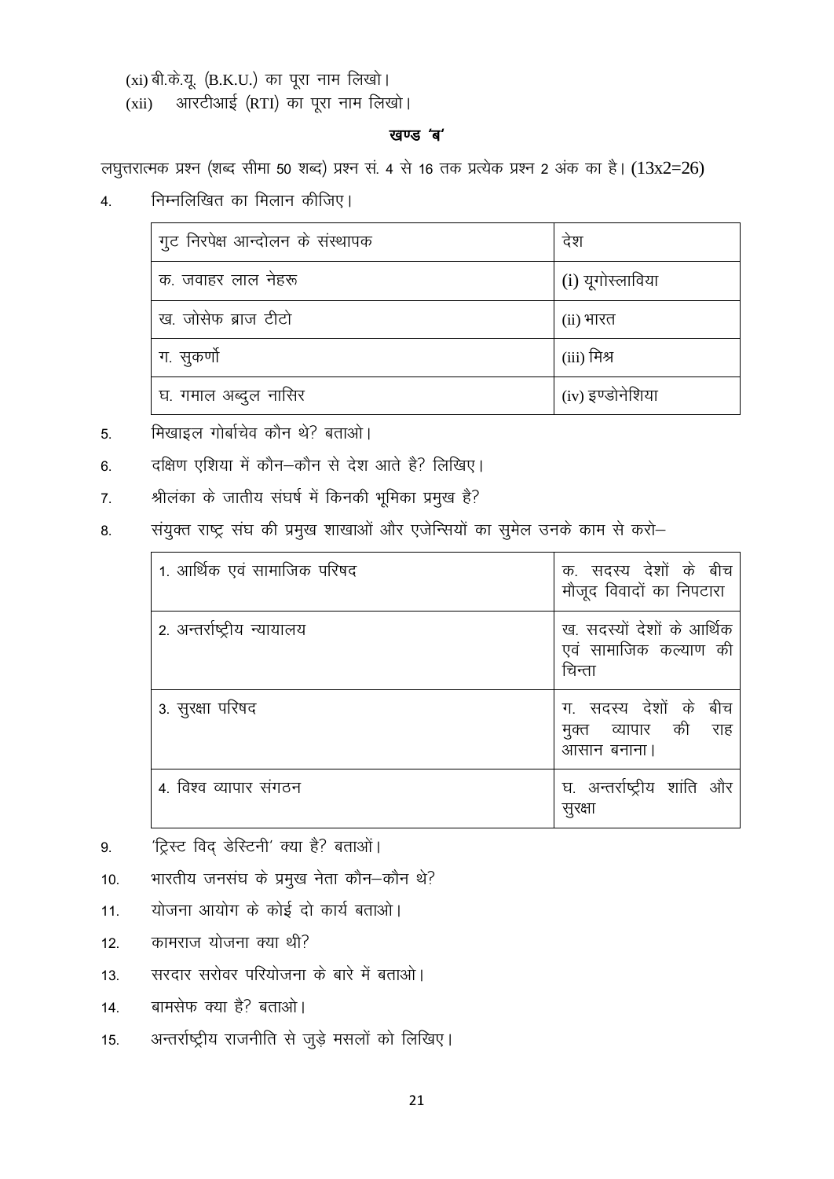(xi) बी.के.यू. (B.K.U.) का पूरा नाम लिखो।

(xii) आरटीआई (RTI) का पूरा नाम लिखो।

## खण्ड 'ब'

लघुत्तरात्मक प्रश्न (शब्द सीमा 50 शब्द) प्रश्न सं. 4 से 16 तक प्रत्येक प्रश्न 2 अंक का है। (13x2=26)

4. निम्नलिखित का मिलान कीजिए।

| गुट निरपेक्ष आन्दोलन के संस्थापक | देश |
|---|---|
| क. जवाहर लाल नेहरू | (i) यूगोस्लाविया |
| ख. जोसेफ ब्राज टीटो | (ii) भारत |
| ग. सुकर्णो | (iii) मिश्र |
| घ. गमाल अब्दुल नासिर | (iv) इण्डोनेशिया |

5. मिखाइल गोर्बाचेव कौन थे? बताओ।

6. दक्षिण एशिया में कौन–कौन से देश आते है? लिखिए।

7. श्रीलंका के जातीय संघर्ष में किनकी भूमिका प्रमुख है?

8. संयुक्त राष्ट्र संघ की प्रमुख शाखाओं और एजेन्सियों का सुमेल उनके काम से करो–

| | |
|---|---|
| 1. आर्थिक एवं सामाजिक परिषद | क. सदस्य देशों के बीच मौजूद विवादों का निपटारा |
| 2. अन्तर्राष्ट्रीय न्यायालय | ख. सदस्यों देशों के आर्थिक एवं सामाजिक कल्याण की चिन्ता |
| 3. सुरक्षा परिषद | ग. सदस्य देशों के बीच मुक्त व्यापार की राह आसान बनाना। |
| 4. विश्व व्यापार संगठन | घ. अन्तर्राष्ट्रीय शांति और सुरक्षा |

9. 'ट्रिस्ट विद् डेस्टिनी' क्या है? बताओं।

10. भारतीय जनसंघ के प्रमुख नेता कौन–कौन थे?

11. योजना आयोग के कोई दो कार्य बताओ।

12. कामराज योजना क्या थी?

13. सरदार सरोवर परियोजना के बारे में बताओ।

14. बामसेफ क्या है? बताओ।

15. अन्तर्राष्ट्रीय राजनीति से जुड़े मसलों को लिखिए।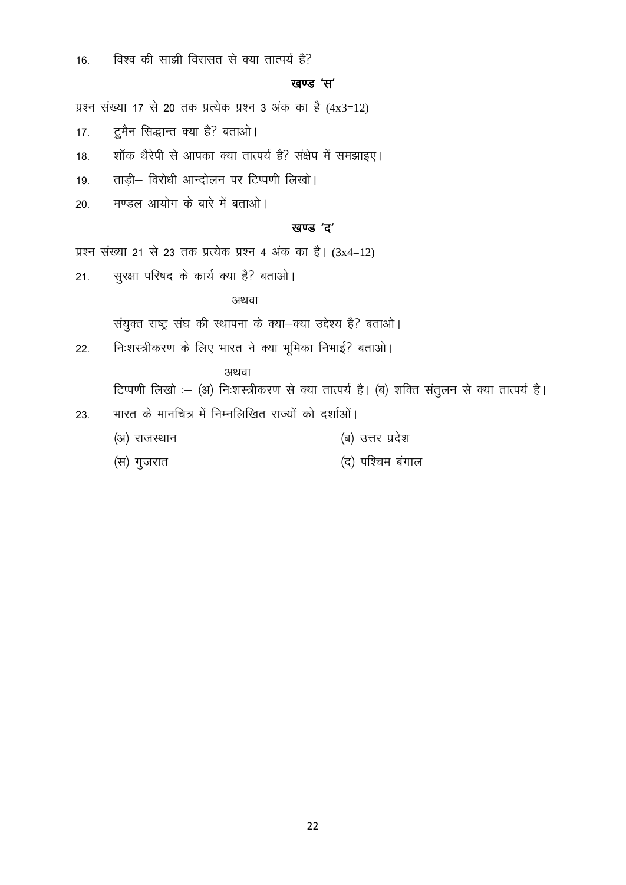16. विश्व की साझी विरासत से क्या तात्पर्य है?

### खण्ड 'स'

प्रश्न संख्या 17 से 20 तक प्रत्येक प्रश्न 3 अंक का है (4x3=12)

17. ट्रुमैन सिद्धान्त क्या है? बताओ।

18. शॉक थैरेपी से आपका क्या तात्पर्य है? संक्षेप में समझाइए।

19. ताड़ी– विरोधी आन्दोलन पर टिप्पणी लिखो।

20. मण्डल आयोग के बारे में बताओ।

### खण्ड 'द'

प्रश्न संख्या 21 से 23 तक प्रत्येक प्रश्न 4 अंक का है। (3x4=12)

21. सुरक्षा परिषद के कार्य क्या है? बताओ।

अथवा

संयुक्त राष्ट्र संघ की स्थापना के क्या–क्या उद्देश्य है? बताओ।

22. निःशस्त्रीकरण के लिए भारत ने क्या भूमिका निभाई? बताओ।

अथवा

टिप्पणी लिखो :– (अ) निःशस्त्रीकरण से क्या तात्पर्य है। (ब) शक्ति संतुलन से क्या तात्पर्य है।

23. भारत के मानचित्र में निम्नलिखित राज्यों को दर्शाओं।

(अ) राजस्थान (ब) उत्तर प्रदेश

(स) गुजरात (द) पश्चिम बंगाल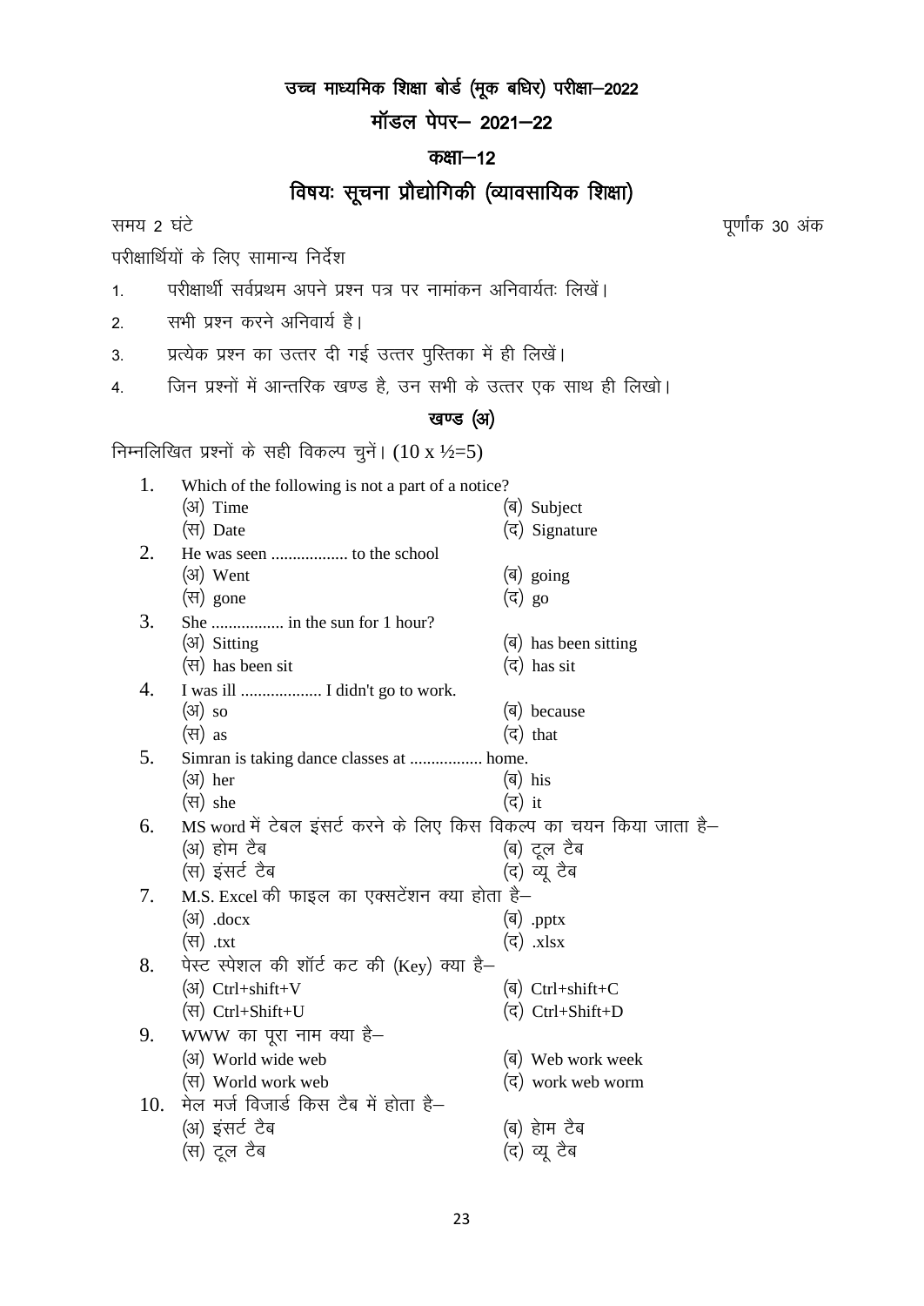# उच्च माध्यमिक शिक्षा बोर्ड (मूक बधिर) परीक्षा–2022

## मॉडल पेपर– 2021–22

## कक्षा–12

## विषयः सूचना प्रौद्योगिकी (व्यावसायिक शिक्षा)

समय 2 घंटे | पूर्णांक 30 अंक

परीक्षार्थियों के लिए सामान्य निर्देश

1. परीक्षार्थी सर्वप्रथम अपने प्रश्न पत्र पर नामांकन अनिवार्यतः लिखें।
2. सभी प्रश्न करने अनिवार्य है।
3. प्रत्येक प्रश्न का उत्तर दी गई उत्तर पुस्तिका में ही लिखें।
4. जिन प्रश्नों में आन्तरिक खण्ड है, उन सभी के उत्तर एक साथ ही लिखो।

### खण्ड (अ)

निम्नलिखित प्रश्नों के सही विकल्प चुनें। (10 x ½=5)

1. Which of the following is not a part of a notice?
   (अ) Time　　(ब) Subject
   (स) Date　　(द) Signature

2. He was seen .................. to the school
   (अ) Went　　(ब) going
   (स) gone　　(द) go

3. She ................. in the sun for 1 hour?
   (अ) Sitting　　(ब) has been sitting
   (स) has been sit　　(द) has sit

4. I was ill ................... I didn't go to work.
   (अ) so　　(ब) because
   (स) as　　(द) that

5. Simran is taking dance classes at ................. home.
   (अ) her　　(ब) his
   (स) she　　(द) it

6. MS word में टेबल इंसर्ट करने के लिए किस विकल्प का चयन किया जाता है–
   (अ) होम टैब　　(ब) टूल टैब
   (स) इंसर्ट टैब　　(द) व्यू टैब

7. M.S. Excel की फाइल का एक्सटेंशन क्या होता है–
   (अ) .docx　　(ब) .pptx
   (स) .txt　　(द) .xlsx

8. पेस्ट स्पेशल की शॉर्ट कट की (Key) क्या है–
   (अ) Ctrl+shift+V　　(ब) Ctrl+shift+C
   (स) Ctrl+Shift+U　　(द) Ctrl+Shift+D

9. WWW का पूरा नाम क्या है–
   (अ) World wide web　　(ब) Web work week
   (स) World work web　　(द) work web worm

10. मेल मर्ज विजार्ड किस टैब में होता है–
    (अ) इंसर्ट टैब　　(ब) हेाम टैब
    (स) टूल टैब　　(द) व्यू टैब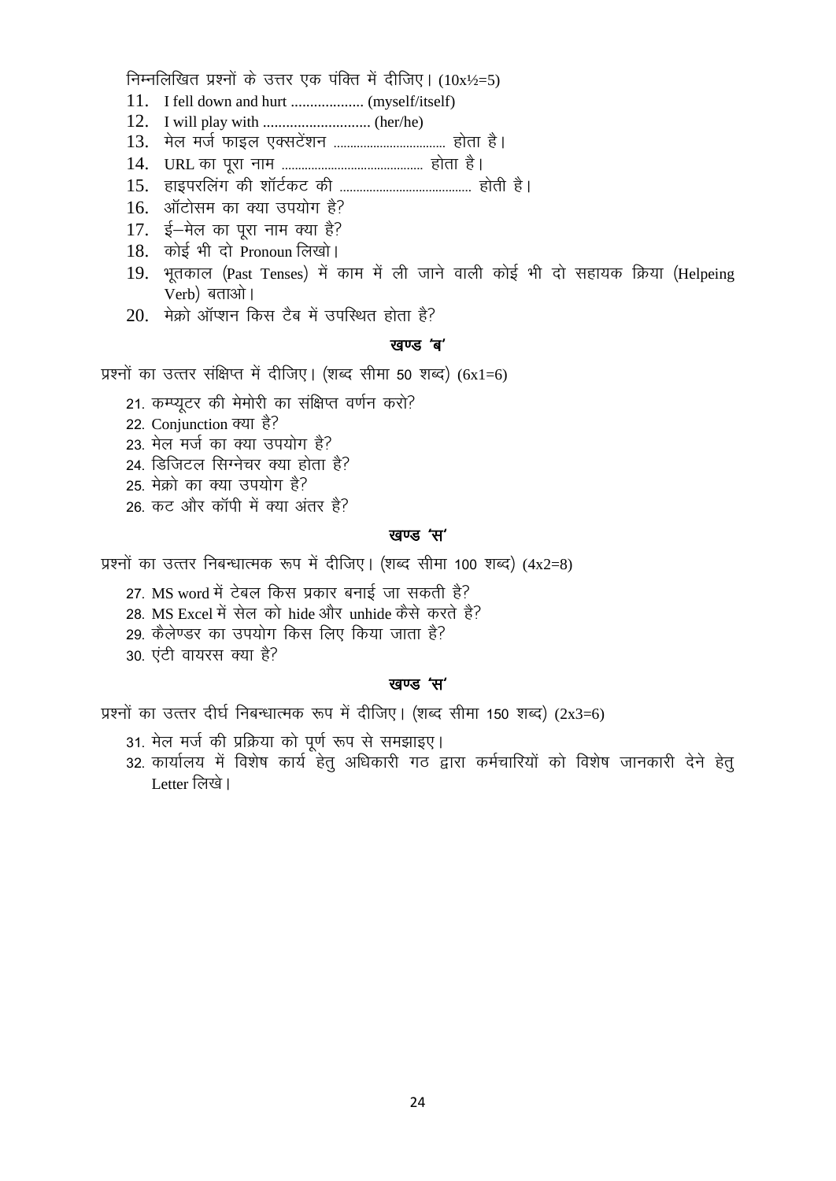निम्नलिखित प्रश्नों के उत्तर एक पंक्ति में दीजिए। (10x½=5)

11. I fell down and hurt ................... (myself/itself)
12. I will play with ............................ (her/he)
13. मेल मर्ज फाइल एक्सटेंशन .................................. होता है।
14. URL का पूरा नाम ........................................... होता है।
15. हाइपरलिंग की शॉर्टकट की ........................................ होती है।
16. ऑटोसम का क्या उपयोग है?
17. ई–मेल का पूरा नाम क्या है?
18. कोई भी दो Pronoun लिखो।
19. भूतकाल (Past Tenses) में काम में ली जाने वाली कोई भी दो सहायक क्रिया (Helpeing Verb) बताओ।
20. मेक्रो ऑप्शन किस टैब में उपस्थित होता है?

### खण्ड 'ब'

प्रश्नों का उत्तर संक्षिप्त में दीजिए। (शब्द सीमा 50 शब्द) (6x1=6)

21. कम्प्यूटर की मेमोरी का संक्षिप्त वर्णन करो?
22. Conjunction क्या है?
23. मेल मर्ज का क्या उपयोग है?
24. डिजिटल सिग्नेचर क्या होता है?
25. मेक्रो का क्या उपयोग है?
26. कट और कॉपी में क्या अंतर है?

### खण्ड 'स'

प्रश्नों का उत्तर निबन्धात्मक रूप में दीजिए। (शब्द सीमा 100 शब्द) (4x2=8)

27. MS word में टेबल किस प्रकार बनाई जा सकती है?
28. MS Excel में सेल को hide और unhide कैसे करते है?
29. कैलेण्डर का उपयोग किस लिए किया जाता है?
30. एंटी वायरस क्या है?

### खण्ड 'स'

प्रश्नों का उत्तर दीर्घ निबन्धात्मक रूप में दीजिए। (शब्द सीमा 150 शब्द) (2x3=6)

31. मेल मर्ज की प्रक्रिया को पूर्ण रूप से समझाइए।
32. कार्यालय में विशेष कार्य हेतु अधिकारी गठ द्वारा कर्मचारियों को विशेष जानकारी देने हेतु Letter लिखे।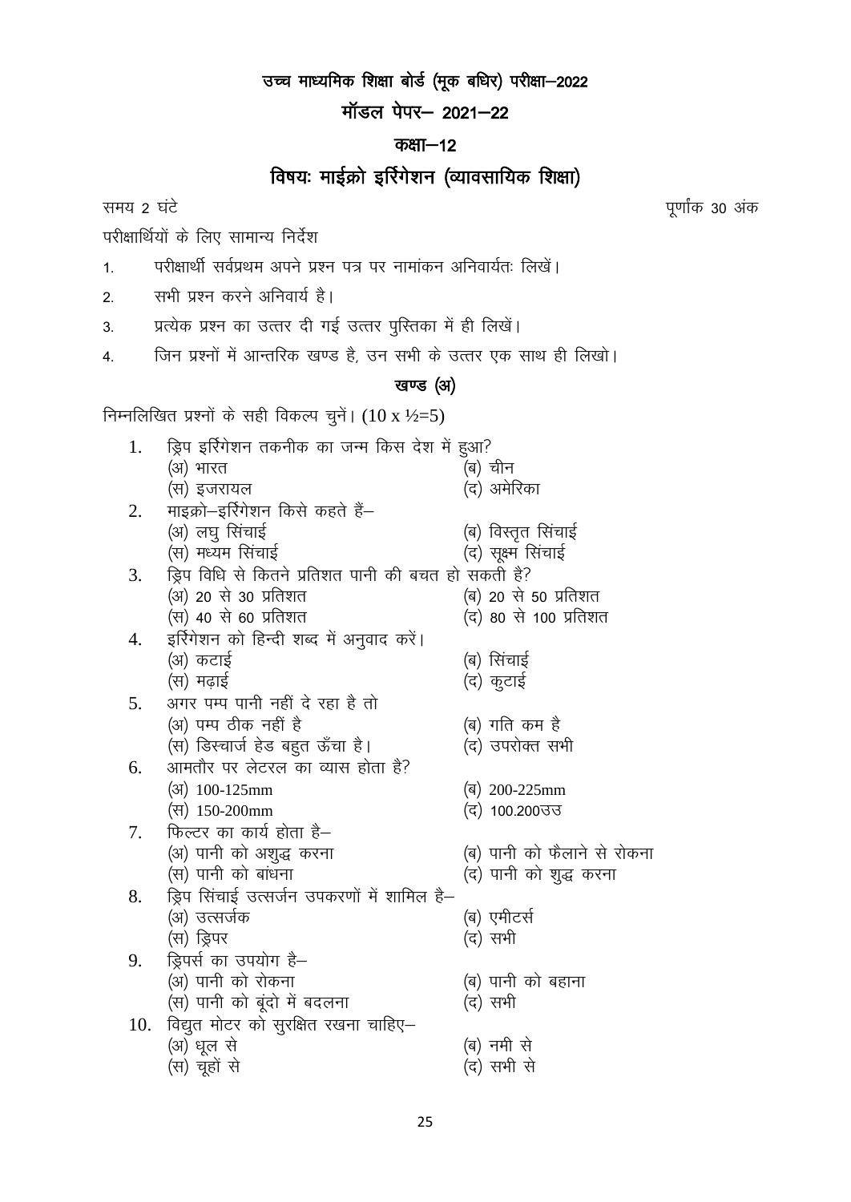# उच्च माध्यमिक शिक्षा बोर्ड (मूक बधिर) परीक्षा–2022

## मॉडल पेपर– 2021–22

## कक्षा–12

## विषयः माईक्रो इर्रिगेशन (व्यावसायिक शिक्षा)

समय 2 घंटे पूर्णांक 30 अंक

परीक्षार्थियों के लिए सामान्य निर्देश

1. परीक्षार्थी सर्वप्रथम अपने प्रश्न पत्र पर नामांकन अनिवार्यतः लिखें।
2. सभी प्रश्न करने अनिवार्य है।
3. प्रत्येक प्रश्न का उत्तर दी गई उत्तर पुस्तिका में ही लिखें।
4. जिन प्रश्नों में आन्तरिक खण्ड है, उन सभी के उत्तर एक साथ ही लिखो।

### खण्ड (अ)

निम्नलिखित प्रश्नों के सही विकल्प चुनें। (10 x ½=5)

1. ड्रिप इर्रिगेशन तकनीक का जन्म किस देश में हुआ?
   (अ) भारत (ब) चीन
   (स) इजरायल (द) अमेरिका
2. माइक्रो–इर्रिगेशन किसे कहते हैं–
   (अ) लघु सिंचाई (ब) विस्तृत सिंचाई
   (स) मध्यम सिंचाई (द) सूक्ष्म सिंचाई
3. ड्रिप विधि से कितने प्रतिशत पानी की बचत हो सकती है?
   (अ) 20 से 30 प्रतिशत (ब) 20 से 50 प्रतिशत
   (स) 40 से 60 प्रतिशत (द) 80 से 100 प्रतिशत
4. इर्रिगेशन को हिन्दी शब्द में अनुवाद करें।
   (अ) कटाई (ब) सिंचाई
   (स) मढ़ाई (द) कुटाई
5. अगर पम्प पानी नहीं दे रहा है तो
   (अ) पम्प ठीक नहीं है (ब) गति कम है
   (स) डिस्चार्ज हेड बहुत ऊँचा है। (द) उपरोक्त सभी
6. आमतौर पर लेटरल का व्यास होता है?
   (अ) 100-125mm (ब) 200-225mm
   (स) 150-200mm (द) 100.200उउ
7. फिल्टर का कार्य होता है–
   (अ) पानी को अशुद्ध करना (ब) पानी को फैलाने से रोकना
   (स) पानी को बांधना (द) पानी को शुद्ध करना
8. ड्रिप सिंचाई उत्सर्जन उपकरणों में शामिल है–
   (अ) उत्सर्जक (ब) एमीटर्स
   (स) ड्रिपर (द) सभी
9. ड्रिपर्स का उपयोग है–
   (अ) पानी को रोकना (ब) पानी को बहाना
   (स) पानी को बूंदो में बदलना (द) सभी
10. विद्युत मोटर को सुरक्षित रखना चाहिए–
    (अ) धूल से (ब) नमी से
    (स) चूहों से (द) सभी से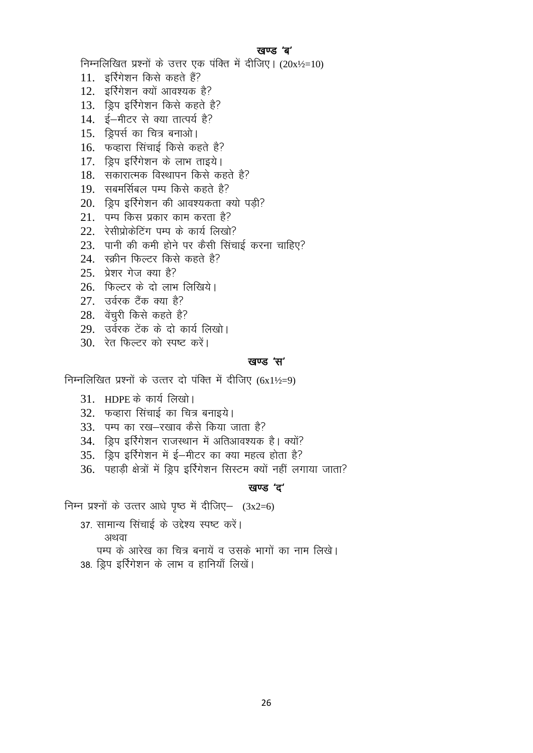## खण्ड 'ब'

निम्नलिखित प्रश्नों के उत्तर एक पंक्ति में दीजिए। (20x½=10)

11. इर्रिगेशन किसे कहते हैं?
12. इर्रिगेशन क्यों आवश्यक है?
13. ड्रिप इर्रिगेशन किसे कहते है?
14. ई–मीटर से क्या तात्पर्य है?
15. ड्रिपर्स का चित्र बनाओ।
16. फव्हारा सिंचाई किसे कहते है?
17. ड्रिप इर्रिगेशन के लाभ ताइये।
18. सकारात्मक विस्थापन किसे कहते है?
19. सबमर्सिबल पम्प किसे कहते है?
20. ड्रिप इर्रिगेशन की आवश्यकता क्यो पड़ी?
21. पम्प किस प्रकार काम करता है?
22. रेसीप्रोकेटिंग पम्प के कार्य लिखो?
23. पानी की कमी होने पर कैसी सिंचाई करना चाहिए?
24. स्क्रीन फिल्टर किसे कहते है?
25. प्रेशर गेज क्या है?
26. फिल्टर के दो लाभ लिखिये।
27. उर्वरक टैंक क्या है?
28. वेंचुरी किसे कहते है?
29. उर्वरक टेंक के दो कार्य लिखो।
30. रेत फिल्टर को स्पष्ट करें।

## खण्ड 'स'

निम्नलिखित प्रश्नों के उत्तर दो पंक्ति में दीजिए (6x1½=9)

31. HDPE के कार्य लिखो।
32. फव्हारा सिंचाई का चित्र बनाइये।
33. पम्प का रख–रखाव कैसे किया जाता है?
34. ड्रिप इर्रिगेशन राजस्थान में अतिआवश्यक है। क्यों?
35. ड्रिप इर्रिगेशन में ई–मीटर का क्या महत्व होता है?
36. पहाड़ी क्षेत्रों में ड्रिप इर्रिगेशन सिस्टम क्यों नहीं लगाया जाता?

## खण्ड 'द'

निम्न प्रश्नों के उत्तर आधे पृष्ठ में दीजिए– (3x2=6)

37. सामान्य सिंचाई के उद्देश्य स्पष्ट करें।

    अथवा

    पम्प के आरेख का चित्र बनायें व उसके भागों का नाम लिखे।

38. ड्रिप इर्रिगेशन के लाभ व हानियाँ लिखें।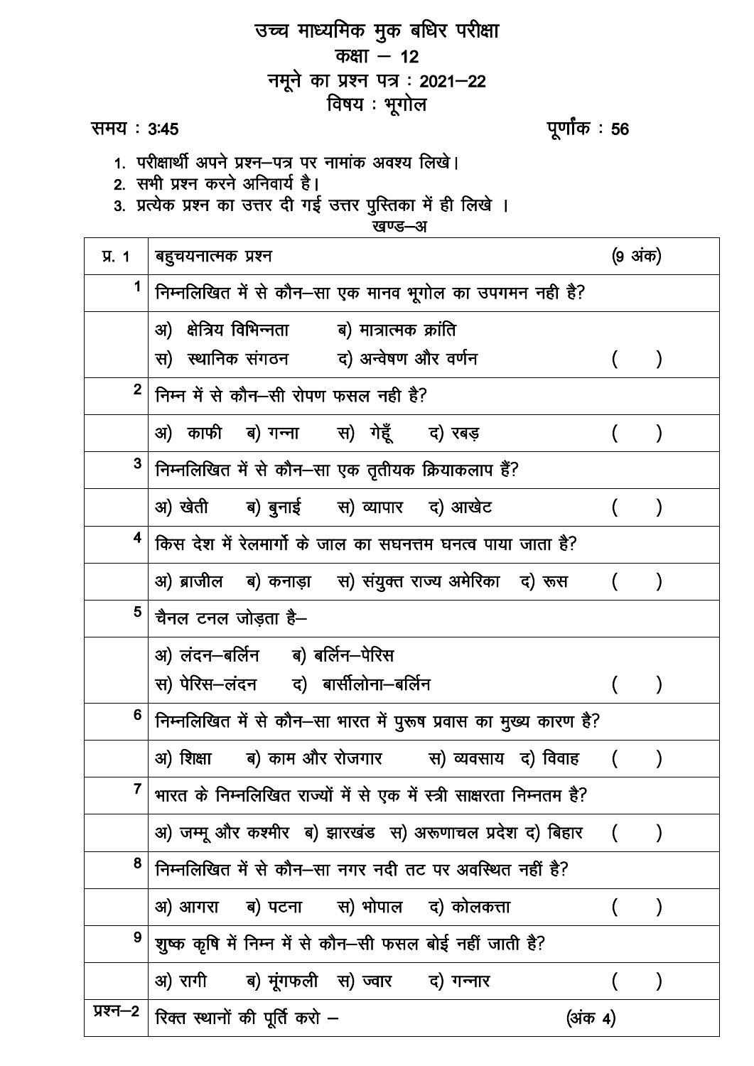# उच्च माध्यमिक मुक बधिर परीक्षा

## कक्षा – 12

## नमूने का प्रश्न पत्र : 2021–22

## विषय : भूगोल

समय : 3:45 | पूर्णांक : 56

1. परीक्षार्थी अपने प्रश्न–पत्र पर नामांक अवश्य लिखे।
2. सभी प्रश्न करने अनिवार्य है।
3. प्रत्येक प्रश्न का उत्तर दी गई उत्तर पुस्तिका में ही लिखे ।

खण्ड–अ

| प्र. 1 | बहुचयनात्मक प्रश्न | (9 अंक) |
|---|---|---|
| 1 | निम्नलिखित में से कौन–सा एक मानव भूगोल का उपगमन नही है? | |
| | अ) क्षेत्रिय विभिन्नता   ब) मात्रात्मक क्रांति<br>स) स्थानिक संगठन   द) अन्वेषण और वर्णन | (   ) |
| 2 | निम्न में से कौन–सी रोपण फसल नही है? | |
| | अ) काफी   ब) गन्ना   स) गेहूँ   द) रबड़ | (   ) |
| 3 | निम्नलिखित में से कौन–सा एक तृतीयक क्रियाकलाप हैं? | |
| | अ) खेती   ब) बुनाई   स) व्यापार   द) आखेट | (   ) |
| 4 | किस देश में रेलमार्गो के जाल का सघनत्तम घनत्व पाया जाता है? | |
| | अ) ब्राजील   ब) कनाड़ा   स) संयुक्त राज्य अमेरिका   द) रूस | (   ) |
| 5 | चैनल टनल जोड़ता है– | |
| | अ) लंदन–बर्लिन   ब) बर्लिन–पेरिस<br>स) पेरिस–लंदन   द) बार्सीलोना–बर्लिन | (   ) |
| 6 | निम्नलिखित में से कौन–सा भारत में पुरूष प्रवास का मुख्य कारण है? | |
| | अ) शिक्षा   ब) काम और रोजगार   स) व्यवसाय   द) विवाह | (   ) |
| 7 | भारत के निम्नलिखित राज्यों में से एक में स्त्री साक्षरता निम्नतम है? | |
| | अ) जम्मू और कश्मीर   ब) झारखंड   स) अरूणाचल प्रदेश   द) बिहार | (   ) |
| 8 | निम्नलिखित में से कौन–सा नगर नदी तट पर अवस्थित नहीं है? | |
| | अ) आगरा   ब) पटना   स) भोपाल   द) कोलकत्ता | (   ) |
| 9 | शुष्क कृषि में निम्न में से कौन–सी फसल बोई नहीं जाती है? | |
| | अ) रागी   ब) मूंगफली   स) ज्वार   द) गन्नार | (   ) |
| प्रश्न–2 | रिक्त स्थानों की पूर्ति करो – | (अंक 4) |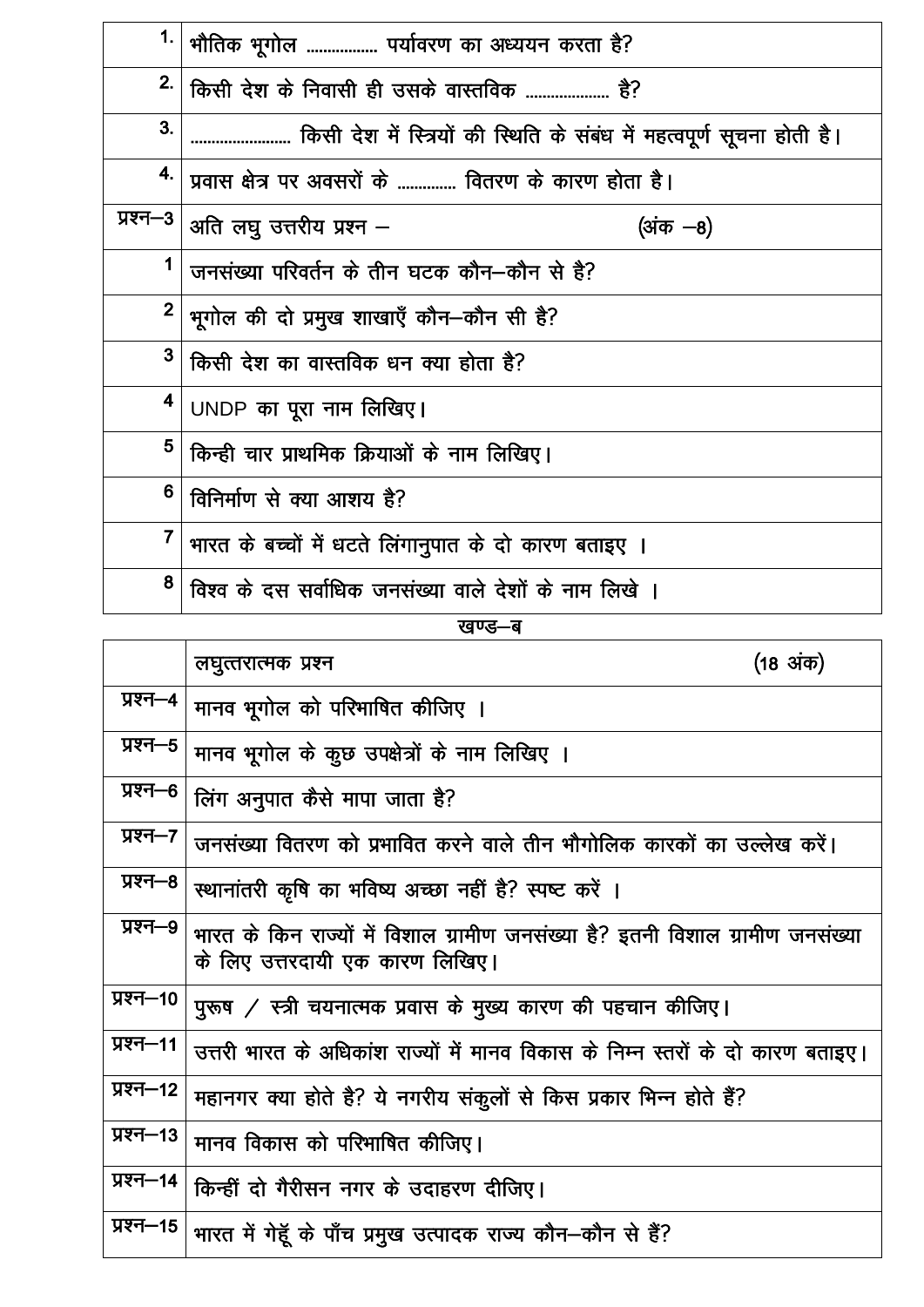| | |
|---|---|
| 1. | भौतिक भूगोल ................ पर्यावरण का अध्ययन करता है? |
| 2. | किसी देश के निवासी ही उसके वास्तविक .................... है? |
| 3. | ........................ किसी देश में स्त्रियों की स्थिति के संबंध में महत्वपूर्ण सूचना होती है। |
| 4. | प्रवास क्षेत्र पर अवसरों के ............. वितरण के कारण होता है। |
| प्रश्न–3 | अति लघु उत्तरीय प्रश्न – (अंक –8) |
| 1 | जनसंख्या परिवर्तन के तीन घटक कौन–कौन से है? |
| 2 | भूगोल की दो प्रमुख शाखाएँ कौन–कौन सी है? |
| 3 | किसी देश का वास्तविक धन क्या होता है? |
| 4 | UNDP का पूरा नाम लिखिए। |
| 5 | किन्ही चार प्राथमिक क्रियाओं के नाम लिखिए। |
| 6 | विनिर्माण से क्या आशय है? |
| 7 | भारत के बच्चों में धटते लिंगानुपात के दो कारण बताइए । |
| 8 | विश्व के दस सर्वाधिक जनसंख्या वाले देशों के नाम लिखे । |

## खण्ड–ब

| | लघुत्तरात्मक प्रश्न (18 अंक) |
|---|---|
| प्रश्न–4 | मानव भूगोल को परिभाषित कीजिए । |
| प्रश्न–5 | मानव भूगोल के कुछ उपक्षेत्रों के नाम लिखिए । |
| प्रश्न–6 | लिंग अनुपात कैसे मापा जाता है? |
| प्रश्न–7 | जनसंख्या वितरण को प्रभावित करने वाले तीन भौगोलिक कारकों का उल्लेख करें। |
| प्रश्न–8 | स्थानांतरी कृषि का भविष्य अच्छा नहीं है? स्पष्ट करें । |
| प्रश्न–9 | भारत के किन राज्यों में विशाल ग्रामीण जनसंख्या है? इतनी विशाल ग्रामीण जनसंख्या के लिए उत्तरदायी एक कारण लिखिए। |
| प्रश्न–10 | पुरूष / स्त्री चयनात्मक प्रवास के मुख्य कारण की पहचान कीजिए। |
| प्रश्न–11 | उत्तरी भारत के अधिकांश राज्यों में मानव विकास के निम्न स्तरों के दो कारण बताइए। |
| प्रश्न–12 | महानगर क्या होते है? ये नगरीय संकुलों से किस प्रकार भिन्न होते हैं? |
| प्रश्न–13 | मानव विकास को परिभाषित कीजिए। |
| प्रश्न–14 | किन्हीं दो गैरीसन नगर के उदाहरण दीजिए। |
| प्रश्न–15 | भारत में गेहूँ के पाँच प्रमुख उत्पादक राज्य कौन–कौन से हैं? |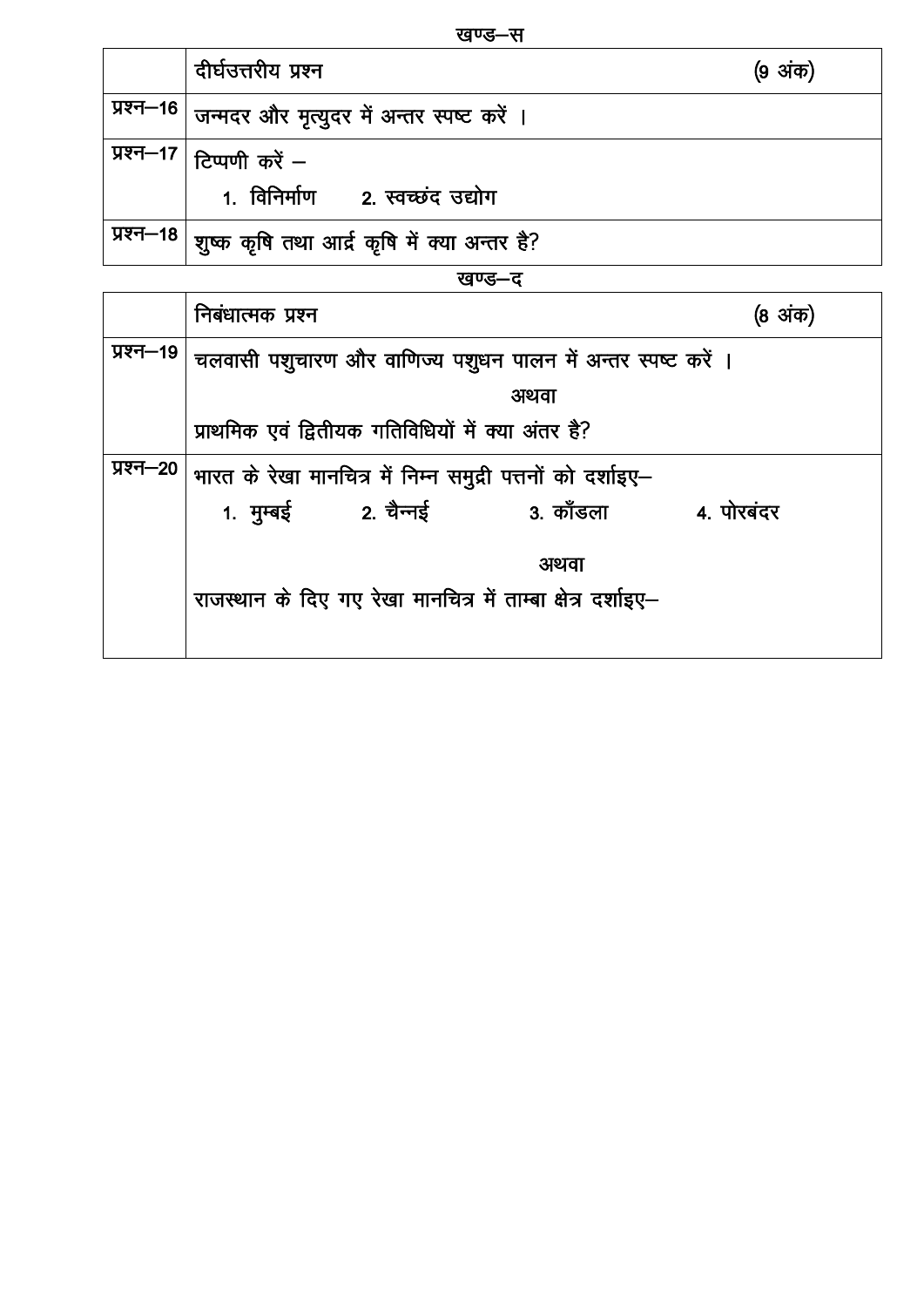## खण्ड–स

| | दीर्घउत्तरीय प्रश्न (9 अंक) |
|---|---|
| प्रश्न–16 | जन्मदर और मृत्युदर में अन्तर स्पष्ट करें । |
| प्रश्न–17 | टिप्पणी करें – <br> 1. विनिर्माण 2. स्वच्छंद उद्योग |
| प्रश्न–18 | शुष्क कृषि तथा आर्द्र कृषि में क्या अन्तर है? |

## खण्ड–द

| | निबंधात्मक प्रश्न (8 अंक) |
|---|---|
| प्रश्न–19 | चलवासी पशुचारण और वाणिज्य पशुधन पालन में अन्तर स्पष्ट करें । <br> अथवा <br> प्राथमिक एवं द्वितीयक गतिविधियों में क्या अंतर है? |
| प्रश्न–20 | भारत के रेखा मानचित्र में निम्न समुद्री पत्तनों को दर्शाइए– <br> 1. मुम्बई 2. चैन्नई 3. काँडला 4. पोरबंदर <br> अथवा <br> राजस्थान के दिए गए रेखा मानचित्र में ताम्बा क्षेत्र दर्शाइए– |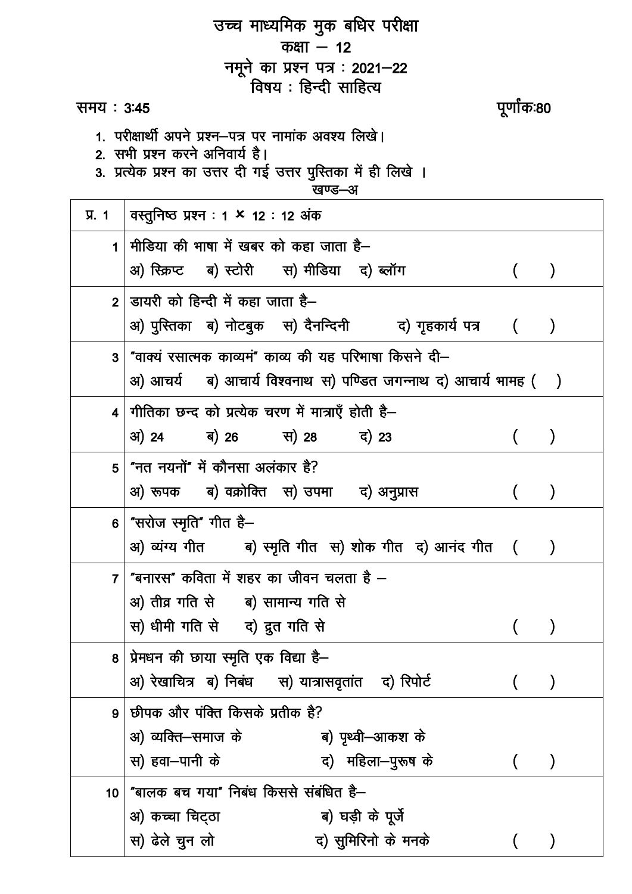# उच्च माध्यमिक मुक बधिर परीक्षा

## कक्षा – 12

## नमूने का प्रश्न पत्र : 2021–22

## विषय : हिन्दी साहित्य

समय : 3:45 पूर्णांक:80

1. परीक्षार्थी अपने प्रश्न–पत्र पर नामांक अवश्य लिखे।
2. सभी प्रश्न करने अनिवार्य है।
3. प्रत्येक प्रश्न का उत्तर दी गई उत्तर पुस्तिका में ही लिखे ।

खण्ड–अ

| प्र. 1 | वस्तुनिष्ठ प्रश्न : 1 × 12 : 12 अंक |
|---|---|
| 1 | मीडिया की भाषा में खबर को कहा जाता है–<br>अ) स्क्रिप्ट ब) स्टोरी स) मीडिया द) ब्लॉग ( ) |
| 2 | डायरी को हिन्दी में कहा जाता है–<br>अ) पुस्तिका ब) नोटबुक स) दैनन्दिनी द) गृहकार्य पत्र ( ) |
| 3 | "वाक्यं रसात्मक काव्यमं" काव्य की यह परिभाषा किसने दी–<br>अ) आचर्य ब) आचार्य विश्वनाथ स) पण्डित जगन्नाथ द) आचार्य भामह ( ) |
| 4 | गीतिका छन्द को प्रत्येक चरण में मात्राएँ होती है–<br>अ) 24 ब) 26 स) 28 द) 23 ( ) |
| 5 | "नत नयनों" में कौनसा अलंकार है?<br>अ) रूपक ब) वक्रोक्ति स) उपमा द) अनुप्रास ( ) |
| 6 | "सरोज स्मृति" गीत है–<br>अ) व्यंग्य गीत ब) स्मृति गीत स) शोक गीत द) आनंद गीत ( ) |
| 7 | "बनारस" कविता में शहर का जीवन चलता है –<br>अ) तीव्र गति से ब) सामान्य गति से<br>स) धीमी गति से द) द्रुत गति से ( ) |
| 8 | प्रेमधन की छाया स्मृति एक विद्या है–<br>अ) रेखाचित्र ब) निबंध स) यात्रासवृतांत द) रिपोर्ट ( ) |
| 9 | छीपक और पंक्ति किसके प्रतीक है?<br>अ) व्यक्ति–समाज के ब) पृथ्वी–आकश के<br>स) हवा–पानी के द) महिला–पुरूष के ( ) |
| 10 | "बालक बच गया" निबंध किससे संबंधित है–<br>अ) कच्चा चिट्ठा ब) घड़ी के पूर्जे<br>स) ढेले चुन लो द) सुमिरिनो के मनके ( ) |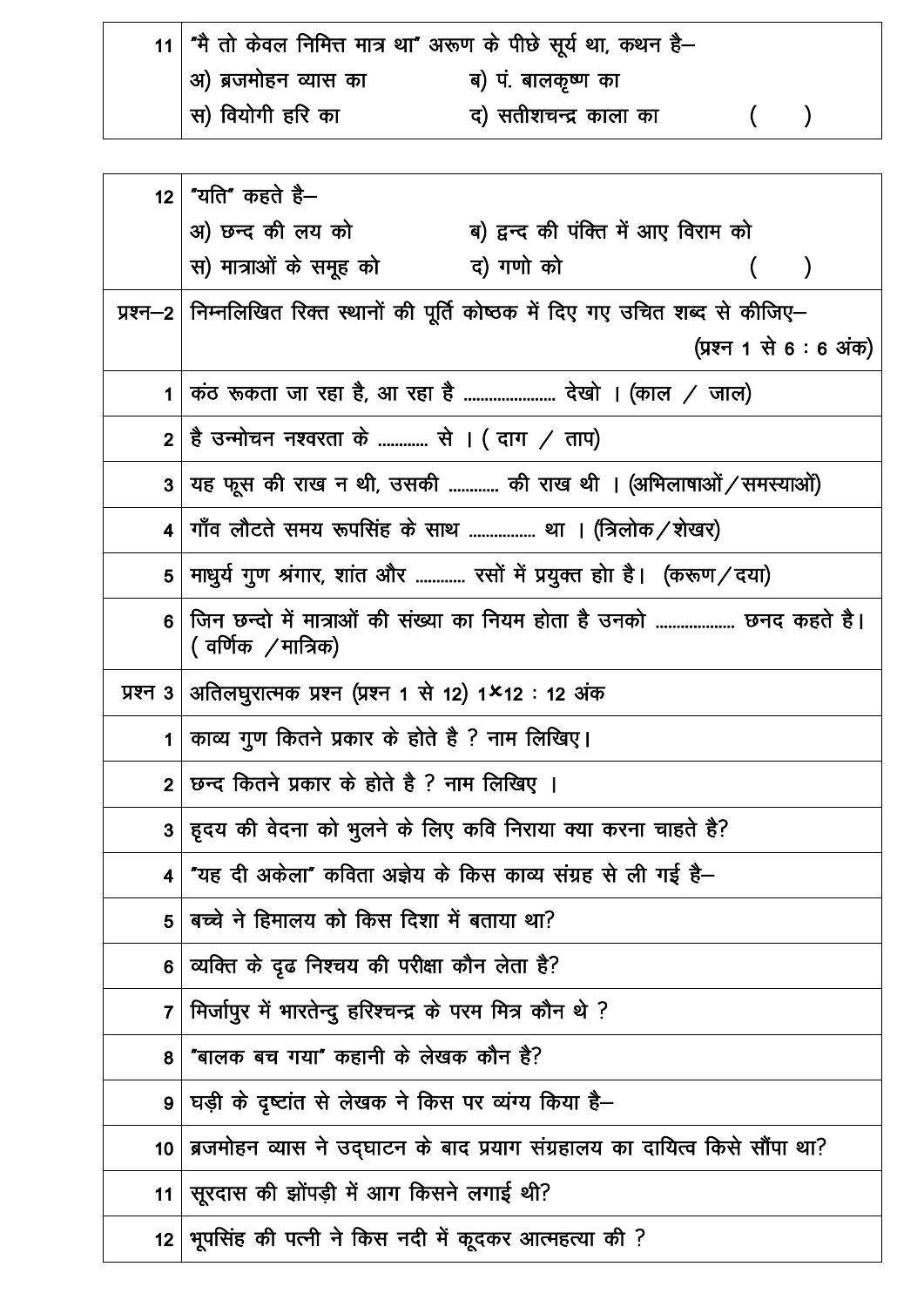| | |
|---|---|
| 11 | "मै तो केवल निमित्त मात्र था" अरूण के पीछे सूर्य था, कथन है–<br>अ) ब्रजमोहन व्यास का ब) पं. बालकृष्ण का<br>स) वियोगी हरि का द) सतीशचन्द्र काला का ( ) |

| | |
|---|---|
| 12 | "यति" कहते है–<br>अ) छन्द की लय को ब) द्वन्द की पंक्ति में आए विराम को<br>स) मात्राओं के समूह को द) गणो को ( ) |
| प्रश्न–2 | निम्नलिखित रिक्त स्थानों की पूर्ति कोष्ठक में दिए गए उचित शब्द से कीजिए–<br>(प्रश्न 1 से 6 : 6 अंक) |
| 1 | कंठ रूकता जा रहा है, आ रहा है ...................... देखो । (काल / जाल) |
| 2 | है उन्मोचन नश्वरता के ............ से । ( दाग / ताप) |
| 3 | यह फूस की राख न थी, उसकी ............ की राख थी । (अभिलाषाओं / समस्याओं) |
| 4 | गाँव लौटते समय रुपसिंह के साथ ................ था । (त्रिलोक / शेखर) |
| 5 | माधुर्य गुण श्रंगार, शांत और ............ रसों में प्रयुक्त हो है। (करूण / दया) |
| 6 | जिन छन्दो में मात्राओं की संख्या का नियम होता है उनको .................. छनद कहते है। ( वर्णिक / मात्रिक) |
| प्रश्न 3 | अतिलघुरात्मक प्रश्न (प्रश्न 1 से 12) 1×12 : 12 अंक |
| 1 | काव्य गुण कितने प्रकार के होते है ? नाम लिखिए। |
| 2 | छन्द कितने प्रकार के होते है ? नाम लिखिए । |
| 3 | हृदय की वेदना को भुलने के लिए कवि निराया क्या करना चाहते है? |
| 4 | "यह दी अकेला" कविता अज्ञेय के किस काव्य संग्रह से ली गई है– |
| 5 | बच्चे ने हिमालय को किस दिशा में बताया था? |
| 6 | व्यक्ति के दृढ निश्चय की परीक्षा कौन लेता है? |
| 7 | मिर्जापुर में भारतेन्दु हरिश्चन्द्र के परम मित्र कौन थे ? |
| 8 | "बालक बच गया" कहानी के लेखक कौन है? |
| 9 | घड़ी के दृष्टांत से लेखक ने किस पर व्यंग्य किया है– |
| 10 | ब्रजमोहन व्यास ने उद्घाटन के बाद प्रयाग संग्रहालय का दायित्व किसे सौंपा था? |
| 11 | सूरदास की झोंपड़ी में आग किसने लगाई थी? |
| 12 | भूपसिंह की पत्नी ने किस नदी में कूदकर आत्महत्या की ? |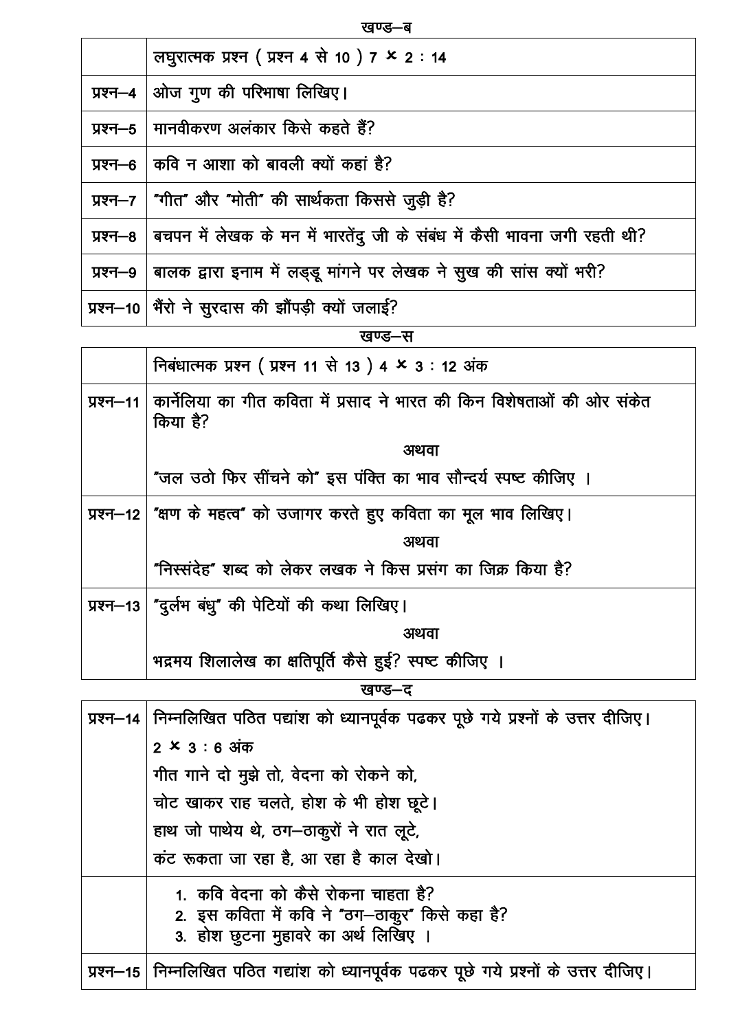## खण्ड–ब

| | लघुरात्मक प्रश्न ( प्रश्न 4 से 10 ) 7 × 2 : 14 |
|---|---|
| प्रश्न–4 | ओज गुण की परिभाषा लिखिए। |
| प्रश्न–5 | मानवीकरण अलंकार किसे कहते हैं? |
| प्रश्न–6 | कवि न आशा को बावली क्यों कहां है? |
| प्रश्न–7 | "गीत" और "मोती" की सार्थकता किससे जुड़ी है? |
| प्रश्न–8 | बचपन में लेखक के मन में भारतेंदु जी के संबंध में कैसी भावना जगी रहती थी? |
| प्रश्न–9 | बालक द्वारा इनाम में लड्डू मांगने पर लेखक ने सुख की सांस क्यों भरी? |
| प्रश्न–10 | भैंरो ने सुरदास की झौंपड़ी क्यों जलाई? |

## खण्ड–स

| | निबंधात्मक प्रश्न ( प्रश्न 11 से 13 ) 4 × 3 : 12 अंक |
|---|---|
| प्रश्न–11 | कार्नेलिया का गीत कविता में प्रसाद ने भारत की किन विशेषताओं की ओर संकेत किया है? <br> अथवा <br> "जल उठो फिर सींचने को" इस पंक्ति का भाव सौन्दर्य स्पष्ट कीजिए । |
| प्रश्न–12 | "क्षण के महत्व" को उजागर करते हुए कविता का मूल भाव लिखिए। <br> अथवा <br> "निस्संदेह" शब्द को लेकर लेखक ने किस प्रसंग का जिक्र किया है? |
| प्रश्न–13 | "दुर्लभ बंधु" की पेटियों की कथा लिखिए। <br> अथवा <br> भद्रमय शिलालेख का क्षतिपूर्ति कैसे हुई? स्पष्ट कीजिए । |

## खण्ड–द

| | |
|---|---|
| प्रश्न–14 | निम्नलिखित पठित पद्यांश को ध्यानपूर्वक पढकर पूछे गये प्रश्नों के उत्तर दीजिए। <br> 2 × 3 : 6 अंक <br> गीत गाने दो मुझे तो, वेदना को रोकने को, <br> चोट खाकर राह चलते, होश के भी होश छूटे। <br> हाथ जो पाथेय थे, ठग–ठाकुरों ने रात लूटे, <br> कंट रूकता जा रहा है, आ रहा है काल देखो। |
| | 1. कवि वेदना को कैसे रोकना चाहता है? <br> 2. इस कविता में कवि ने "ठग–ठाकुर" किसे कहा है? <br> 3. होश छुटना मुहावरे का अर्थ लिखिए । |
| प्रश्न–15 | निम्नलिखित पठित गद्यांश को ध्यानपूर्वक पढकर पूछे गये प्रश्नों के उत्तर दीजिए। |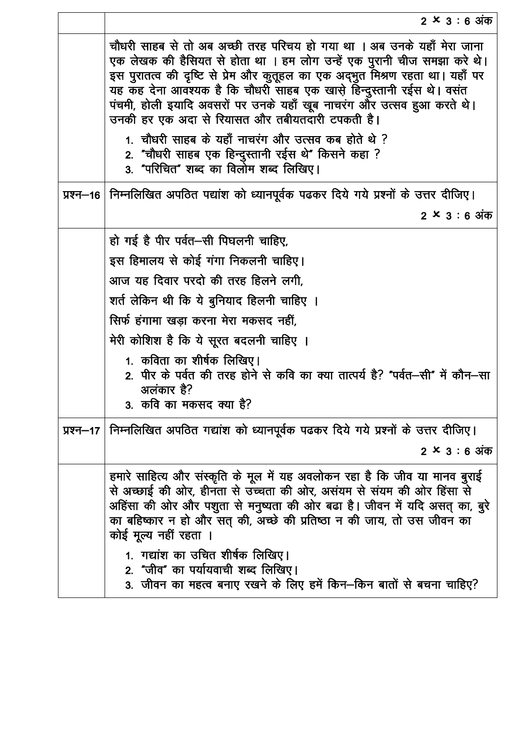2 × 3 : 6 अंक

चौधरी साहब से तो अब अच्छी तरह परिचय हो गया था । अब उनके यहाँ मेरा जाना एक लेखक की हैसियत से होता था । हम लोग उन्हें एक पुरानी चीज समझा करे थे। इस पुरातत्व की दृष्टि से प्रेम और कुतूहल का एक अद्भुत मिश्रण रहता था। यहाँ पर यह कह देना आवश्यक है कि चौधरी साहब एक खासे हिन्दुस्तानी रईस थे। वसंत पंचमी, होली इयादि अवसरों पर उनके यहाँ खूब नाचरंग और उत्सव हुआ करते थे। उनकी हर एक अदा से रियासत और तबीयतदारी टपकती है।

1. चौधरी साहब के यहाँ नाचरंग और उत्सव कब होते थे ?
2. "चौधरी साहब एक हिन्दुस्तानी रईस थे" किसने कहा ?
3. "परिचित" शब्द का विलोम शब्द लिखिए।

**प्रश्न–16** निम्नलिखित अपठित पद्यांश को ध्यानपूर्वक पढकर दिये गये प्रश्नों के उत्तर दीजिए।

2 × 3 : 6 अंक

हो गई है पीर पर्वत–सी पिघलनी चाहिए,

इस हिमालय से कोई गंगा निकलनी चाहिए।

आज यह दिवार परदो की तरह हिलने लगी,

शर्त लेकिन थी कि ये बुनियाद हिलनी चाहिए ।

सिर्फ हंगामा खड़ा करना मेरा मकसद नहीं,

मेरी कोशिश है कि ये सूरत बदलनी चाहिए ।

1. कविता का शीर्षक लिखिए।
2. पीर के पर्वत की तरह होने से कवि का क्या तात्पर्य है? "पर्वत–सी" में कौन–सा अलंकार है?
3. कवि का मकसद क्या है?

**प्रश्न–17** निम्नलिखित अपठित गद्यांश को ध्यानपूर्वक पढकर दिये गये प्रश्नों के उत्तर दीजिए।

2 × 3 : 6 अंक

हमारे साहित्य और संस्कृति के मूल में यह अवलोकन रहा है कि जीव या मानव बुराई से अच्छाई की ओर, हीनता से उच्चता की ओर, असंयम से संयम की ओर हिंसा से अहिंसा की ओर और पशुता से मनुष्यता की ओर बढा है। जीवन में यदि असत् का, बुरे का बहिष्कार न हो और सत् की, अच्छे की प्रतिष्ठा न की जाय, तो उस जीवन का कोई मूल्य नहीं रहता ।

1. गद्यांश का उचित शीर्षक लिखिए।
2. "जीव" का पर्यायवाची शब्द लिखिए।
3. जीवन का महत्व बनाए रखने के लिए हमें किन–किन बातों से बचना चाहिए?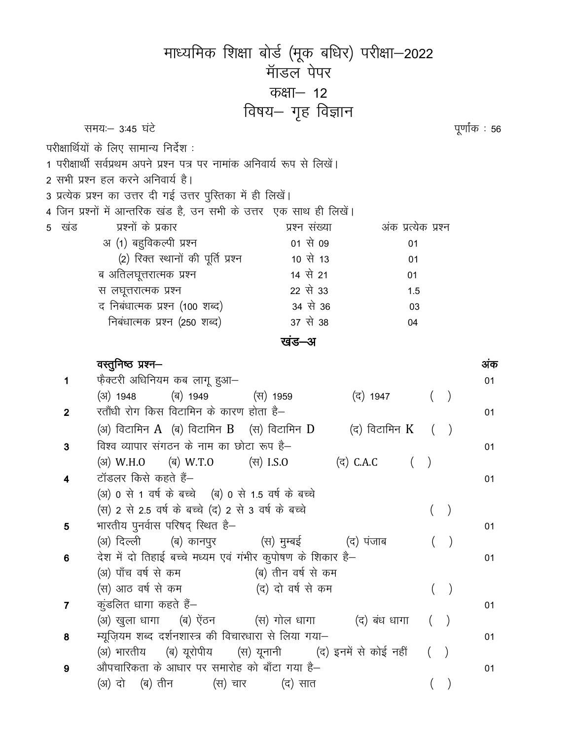# माध्यमिक शिक्षा बोर्ड (मूक बधिर) परीक्षा–2022
## मॉडल पेपर
## कक्षा– 12
## विषय– गृह विज्ञान

समयः– 3:45 घंटे पूर्णांक : 56

परीक्षार्थियों के लिए सामान्य निर्देश :

1 परीक्षार्थी सर्वप्रथम अपने प्रश्न पत्र पर नामांक अनिवार्य रूप से लिखें।
2 सभी प्रश्न हल करने अनिवार्य है।
3 प्रत्येक प्रश्न का उत्तर दी गई उत्तर पुस्तिका में ही लिखें।
4 जिन प्रश्नों में आन्तरिक खंड है, उन सभी के उत्तर एक साथ ही लिखें।
5

| खंड | प्रश्नों के प्रकार | प्रश्न संख्या | अंक प्रत्येक प्रश्न |
|---|---|---|---|
| अ | (1) बहुविकल्पी प्रश्न | 01 से 09 | 01 |
| | (2) रिक्त स्थानों की पूर्ति प्रश्न | 10 से 13 | 01 |
| ब | अतिलघूत्तरात्मक प्रश्न | 14 से 21 | 01 |
| स | लघूत्तरात्मक प्रश्न | 22 से 33 | 1.5 |
| द | निबंधात्मक प्रश्न (100 शब्द) | 34 से 36 | 03 |
| | निबंधात्मक प्रश्न (250 शब्द) | 37 से 38 | 04 |

### खंड–अ

**वस्तुनिष्ठ प्रश्न–** अंक

1. फ़ैक्टरी अधिनियम कब लागू हुआ– 01
(अ) 1948 (ब) 1949 (स) 1959 (द) 1947 ( )

2. रतौंधी रोग किस विटामिन के कारण होता है– 01
(अ) विटामिन A (ब) विटामिन B (स) विटामिन D (द) विटामिन K ( )

3. विश्व व्यापार संगठन के नाम का छोटा रूप है– 01
(अ) W.H.O (ब) W.T.O (स) I.S.O (द) C.A.C ( )

4. टॉडलर किसे कहते हैं– 01
(अ) 0 से 1 वर्ष के बच्चे (ब) 0 से 1.5 वर्ष के बच्चे
(स) 2 से 2.5 वर्ष के बच्चे (द) 2 से 3 वर्ष के बच्चे ( )

5. भारतीय पुनर्वास परिषद् स्थित है– 01
(अ) दिल्ली (ब) कानपुर (स) मुम्बई (द) पंजाब ( )

6. देश में दो तिहाई बच्चे मध्यम एवं गंभीर कुपोषण के शिकार है– 01
(अ) पाँच वर्ष से कम (ब) तीन वर्ष से कम
(स) आठ वर्ष से कम (द) दो वर्ष से कम ( )

7. कुंडलित धागा कहते हैं– 01
(अ) खुला धागा (ब) ऐंठन (स) गोल धागा (द) बंध धागा ( )

8. म्यूज़ियम शब्द दर्शनशास्त्र की विचारधारा से लिया गया– 01
(अ) भारतीय (ब) यूरोपीय (स) यूनानी (द) इनमें से कोई नहीं ( )

9. औपचारिकता के आधार पर समारोह को बाँटा गया है– 01
(अ) दो (ब) तीन (स) चार (द) सात ( )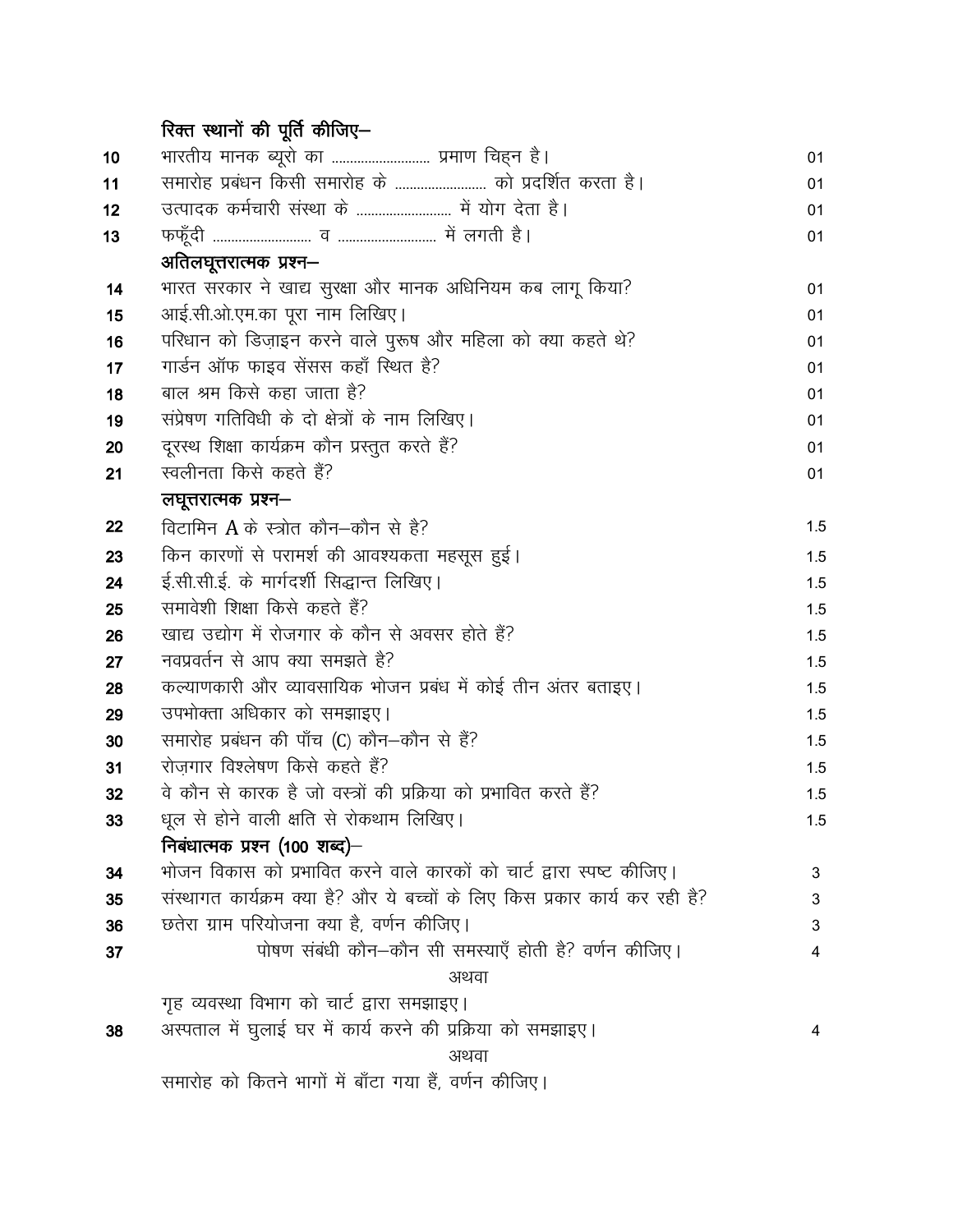**रिक्त स्थानों की पूर्ति कीजिए–**

| | | |
|---|---|---|
| 10 | भारतीय मानक ब्यूरो का ........................... प्रमाण चिह्न है। | 01 |
| 11 | समारोह प्रबंधन किसी समारोह के ......................... को प्रदर्शित करता है। | 01 |
| 12 | उत्पादक कर्मचारी संस्था के .......................... में योग देता है। | 01 |
| 13 | फफूँदी .......................... व .......................... में लगती है। | 01 |

**अतिलघूत्तरात्मक प्रश्न–**

| | | |
|---|---|---|
| 14 | भारत सरकार ने खाद्य सुरक्षा और मानक अधिनियम कब लागू किया? | 01 |
| 15 | आई.सी.ओ.एम.का पूरा नाम लिखिए। | 01 |
| 16 | परिधान को डिज़ाइन करने वाले पुरूष और महिला को क्या कहते थे? | 01 |
| 17 | गार्डन ऑफ फाइव सेंसस कहाँ स्थित है? | 01 |
| 18 | बाल श्रम किसे कहा जाता है? | 01 |
| 19 | संप्रेषण गतिविधी के दो क्षेत्रों के नाम लिखिए। | 01 |
| 20 | दूरस्थ शिक्षा कार्यक्रम कौन प्रस्तुत करते हैं? | 01 |
| 21 | स्वलीनता किसे कहते हैं? | 01 |

**लघूत्तरात्मक प्रश्न–**

| | | |
|---|---|---|
| 22 | विटामिन A के स्त्रोत कौन–कौन से है? | 1.5 |
| 23 | किन कारणों से परामर्श की आवश्यकता महसूस हुई। | 1.5 |
| 24 | ई.सी.सी.ई. के मार्गदर्शी सिद्धान्त लिखिए। | 1.5 |
| 25 | समावेशी शिक्षा किसे कहते हैं? | 1.5 |
| 26 | खाद्य उद्योग में रोजगार के कौन से अवसर होते हैं? | 1.5 |
| 27 | नवप्रवर्तन से आप क्या समझते है? | 1.5 |
| 28 | कल्याणकारी और व्यावसायिक भोजन प्रबंध में कोई तीन अंतर बताइए। | 1.5 |
| 29 | उपभोक्ता अधिकार को समझाइए। | 1.5 |
| 30 | समारोह प्रबंधन की पाँच (C) कौन–कौन से हैं? | 1.5 |
| 31 | रोज़गार विश्लेषण किसे कहते हैं? | 1.5 |
| 32 | वे कौन से कारक है जो वस्त्रों की प्रक्रिया को प्रभावित करते हैं? | 1.5 |
| 33 | धूल से होने वाली क्षति से रोकथाम लिखिए। | 1.5 |

**निबंधात्मक प्रश्न (100 शब्द)–**

| | | |
|---|---|---|
| 34 | भोजन विकास को प्रभावित करने वाले कारकों को चार्ट द्वारा स्पष्ट कीजिए। | 3 |
| 35 | संस्थागत कार्यक्रम क्या है? और ये बच्चों के लिए किस प्रकार कार्य कर रही है? | 3 |
| 36 | छतेरा ग्राम परियोजना क्या है, वर्णन कीजिए। | 3 |
| 37 | पोषण संबंधी कौन–कौन सी समस्याएँ होती है? वर्णन कीजिए।<br>अथवा<br>गृह व्यवस्था विभाग को चार्ट द्वारा समझाइए। | 4 |
| 38 | अस्पताल में घुलाई घर में कार्य करने की प्रक्रिया को समझाइए।<br>अथवा<br>समारोह को कितने भागों में बाँटा गया हैं, वर्णन कीजिए। | 4 |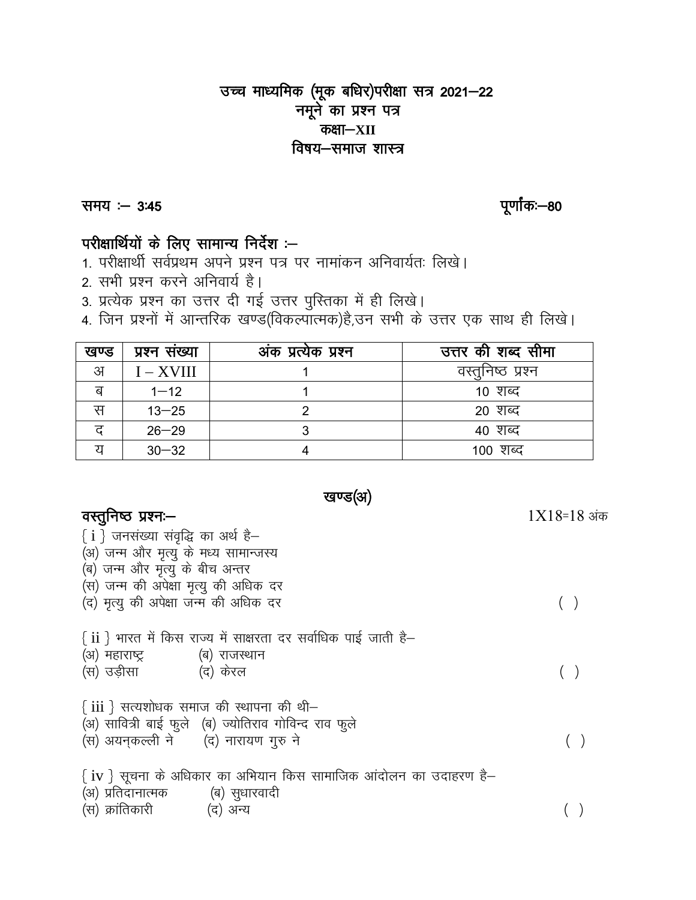# उच्च माध्यमिक (मूक बधिर)परीक्षा सत्र 2021–22
## नमूने का प्रश्न पत्र
## कक्षा–XII
## विषय–समाज शास्त्र

**समय :– 3:45** **पूर्णांकः–80**

### परीक्षार्थियों के लिए सामान्य निर्देश :–

1. परीक्षार्थी सर्वप्रथम अपने प्रश्न पत्र पर नामांकन अनिवार्यतः लिखे।
2. सभी प्रश्न करने अनिवार्य है।
3. प्रत्येक प्रश्न का उत्तर दी गई उत्तर पुस्तिका में ही लिखे।
4. जिन प्रश्नों में आन्तरिक खण्ड(विकल्पात्मक)है,उन सभी के उत्तर एक साथ ही लिखे।

| खण्ड | प्रश्न संख्या | अंक प्रत्येक प्रश्न | उत्तर की शब्द सीमा |
|---|---|---|---|
| अ | I – XVIII | 1 | वस्तुनिष्ठ प्रश्न |
| ब | 1–12 | 1 | 10 शब्द |
| स | 13–25 | 2 | 20 शब्द |
| द | 26–29 | 3 | 40 शब्द |
| य | 30–32 | 4 | 100 शब्द |

## खण्ड(अ)

**वस्तुनिष्ठ प्रश्नः–** 1X18=18 अंक

{ i } जनसंख्या संवृद्धि का अर्थ है–
(अ) जन्म और मृत्यु के मध्य सामान्जस्य
(ब) जन्म और मृत्यु के बीच अन्तर
(स) जन्म की अपेक्षा मृत्यु की अधिक दर
(द) मृत्यु की अपेक्षा जन्म की अधिक दर ( )

{ ii } भारत में किस राज्य में साक्षरता दर सर्वाधिक पाई जाती है–
(अ) महाराष्ट्र (ब) राजस्थान
(स) उड़ीसा (द) केरल ( )

{ iii } सत्यशोधक समाज की स्थापना की थी–
(अ) सावित्री बाई फुले (ब) ज्योतिराव गोविन्द राव फुले
(स) अयन्कल्ली ने (द) नारायण गुरु ने ( )

{ iv } सूचना के अधिकार का अभियान किस सामाजिक आंदोलन का उदाहरण है–
(अ) प्रतिदानात्मक (ब) सुधारवादी
(स) क्रांतिकारी (द) अन्य ( )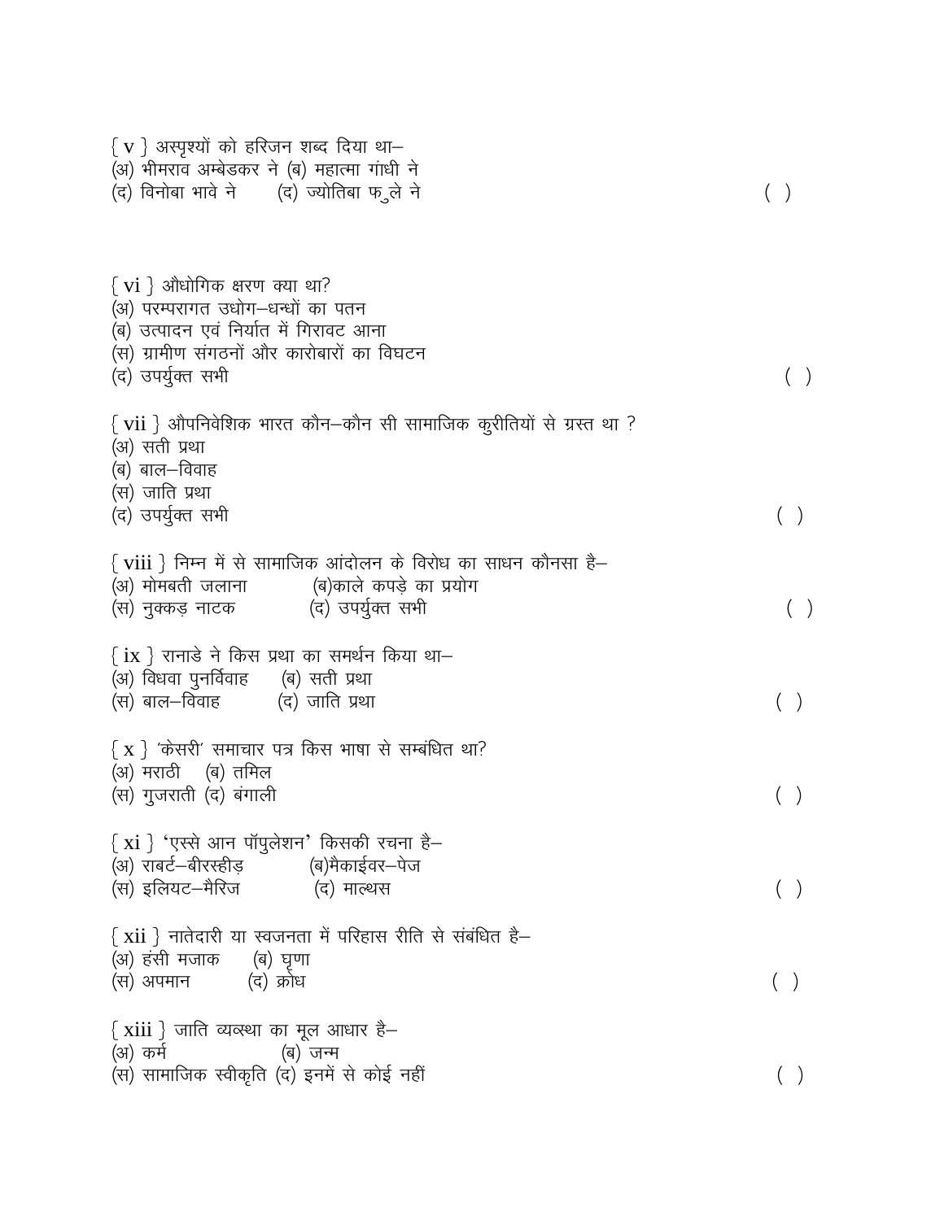{ v } अस्पृश्यों को हरिजन शब्द दिया था–
(अ) भीमराव अम्बेडकर ने (ब) महात्मा गांधी ने
(द) विनोबा भावे ने (द) ज्योतिबा फुले ने ( )

{ vi } औधोगिक क्षरण क्या था?
(अ) परम्परागत उधोग–धन्धों का पतन
(ब) उत्पादन एवं निर्यात में गिरावट आना
(स) ग्रामीण संगठनों और कारोबारों का विघटन
(द) उपर्युक्त सभी ( )

{ vii } औपनिवेशिक भारत कौन–कौन सी सामाजिक कुरीतियों से ग्रस्त था ?
(अ) सती प्रथा
(ब) बाल–विवाह
(स) जाति प्रथा
(द) उपर्युक्त सभी ( )

{ viii } निम्न में से सामाजिक आंदोलन के विरोध का साधन कौनसा है–
(अ) मोमबती जलाना (ब)काले कपड़े का प्रयोग
(स) नुक्कड़ नाटक (द) उपर्युक्त सभी ( )

{ ix } रानाडे ने किस प्रथा का समर्थन किया था–
(अ) विधवा पुनर्विवाह (ब) सती प्रथा
(स) बाल–विवाह (द) जाति प्रथा ( )

{ x } 'केसरी' समाचार पत्र किस भाषा से सम्बंधित था?
(अ) मराठी (ब) तमिल
(स) गुजराती (द) बंगाली ( )

{ xi } 'एस्से आन पॉपुलेशन' किसकी रचना है–
(अ) राबर्ट–बीरस्हीड़ (ब)मैकाईवर–पेज
(स) इलियट–मैरिज (द) माल्थस ( )

{ xii } नातेदारी या स्वजनता में परिहास रीति से संबंधित है–
(अ) हंसी मजाक (ब) घृणा
(स) अपमान (द) क्रोध ( )

{ xiii } जाति व्यवस्था का मूल आधार है–
(अ) कर्म (ब) जन्म
(स) सामाजिक स्वीकृति (द) इनमें से कोई नहीं ( )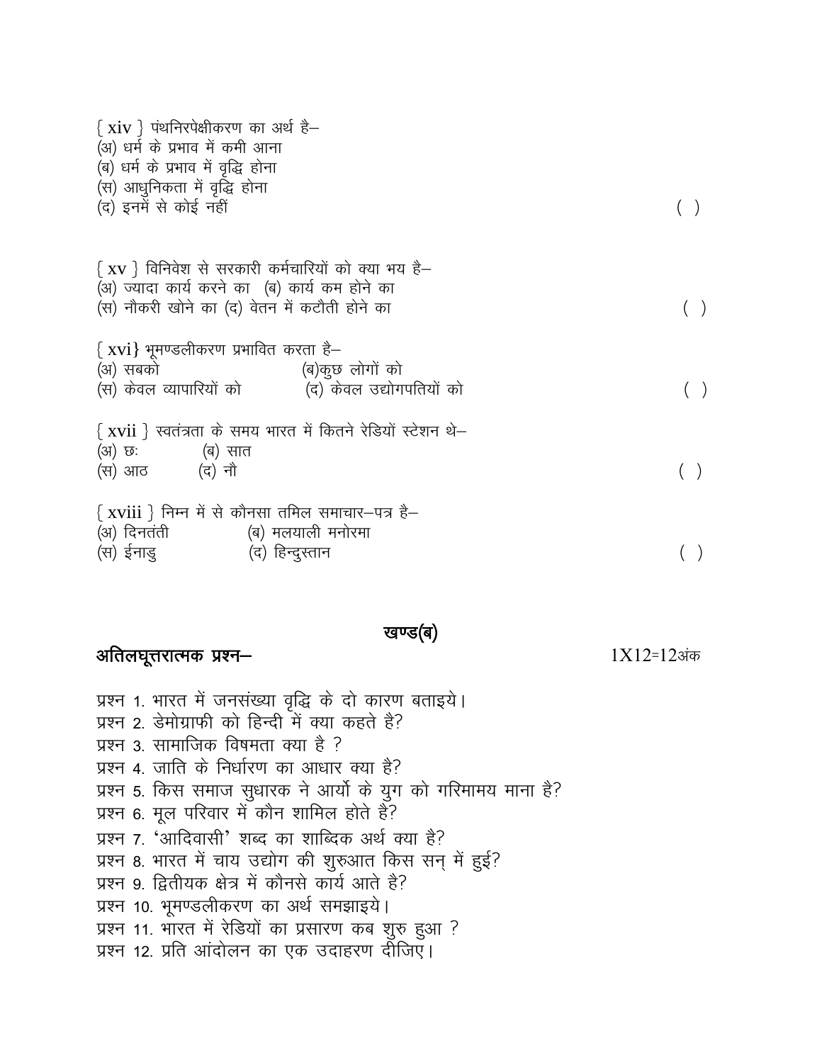{ xiv } पंथनिरपेक्षीकरण का अर्थ है–
(अ) धर्म के प्रभाव में कमी आना
(ब) धर्म के प्रभाव में वृद्धि होना
(स) आधुनिकता में वृद्धि होना
(द) इनमें से कोई नहीं ( )

{ xv } विनिवेश से सरकारी कर्मचारियों को क्या भय है–
(अ) ज्यादा कार्य करने का (ब) कार्य कम होने का
(स) नौकरी खोने का (द) वेतन में कटौती होने का ( )

{ xvi} भूमण्डलीकरण प्रभावित करता है–
(अ) सबको (ब)कुछ लोगों को
(स) केवल व्यापारियों को (द) केवल उद्योगपतियों को ( )

{ xvii } स्वतंत्रता के समय भारत में कितने रेडियों स्टेशन थे–
(अ) छः (ब) सात
(स) आठ (द) नौ ( )

{ xviii } निम्न में से कौनसा तमिल समाचार–पत्र है–
(अ) दिनतंती (ब) मलयाली मनोरमा
(स) ईनाडु (द) हिन्दुस्तान ( )

## खण्ड(ब)

**अतिलघूत्तरात्मक प्रश्न–** 1X12=12अंक

प्रश्न 1. भारत में जनसंख्या वृद्धि के दो कारण बताइये।
प्रश्न 2. डेमोग्राफी को हिन्दी में क्या कहते है?
प्रश्न 3. सामाजिक विषमता क्या है ?
प्रश्न 4. जाति के निर्धारण का आधार क्या है?
प्रश्न 5. किस समाज सुधारक ने आर्यो के युग को गरिमामय माना है?
प्रश्न 6. मूल परिवार में कौन शामिल होते है?
प्रश्न 7. 'आदिवासी' शब्द का शाब्दिक अर्थ क्या है?
प्रश्न 8. भारत में चाय उद्योग की शुरुआत किस सन् में हुई?
प्रश्न 9. द्वितीयक क्षेत्र में कौनसे कार्य आते है?
प्रश्न 10. भूमण्डलीकरण का अर्थ समझाइये।
प्रश्न 11. भारत में रेडियों का प्रसारण कब शुरु हुआ ?
प्रश्न 12. प्रति आंदोलन का एक उदाहरण दीजिए।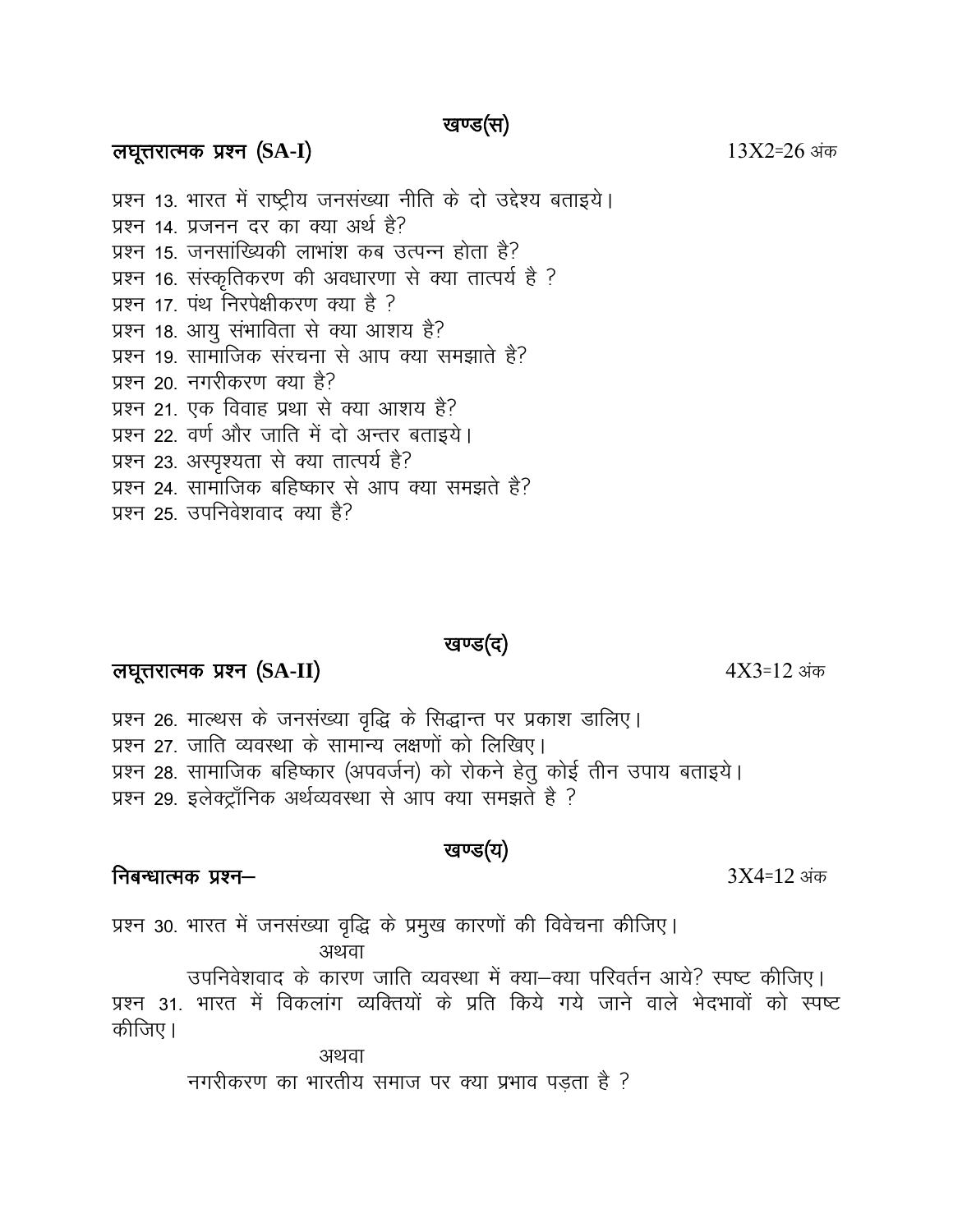## खण्ड(स)

**लघूत्तरात्मक प्रश्न (SA-I)** 13X2=26 अंक

प्रश्न 13. भारत में राष्ट्रीय जनसंख्या नीति के दो उद्देश्य बताइये।
प्रश्न 14. प्रजनन दर का क्या अर्थ है?
प्रश्न 15. जनसांख्यिकी लाभांश कब उत्पन्न होता है?
प्रश्न 16. संस्कृतिकरण की अवधारणा से क्या तात्पर्य है ?
प्रश्न 17. पंथ निरपेक्षीकरण क्या है ?
प्रश्न 18. आयु संभाविता से क्या आशय है?
प्रश्न 19. सामाजिक संरचना से आप क्या समझाते है?
प्रश्न 20. नगरीकरण क्या है?
प्रश्न 21. एक विवाह प्रथा से क्या आशय है?
प्रश्न 22. वर्ण और जाति में दो अन्तर बताइये।
प्रश्न 23. अस्पृश्यता से क्या तात्पर्य है?
प्रश्न 24. सामाजिक बहिष्कार से आप क्या समझते है?
प्रश्न 25. उपनिवेशवाद क्या है?

## खण्ड(द)

**लघूत्तरात्मक प्रश्न (SA-II)** 4X3=12 अंक

प्रश्न 26. माल्थस के जनसंख्या वृद्धि के सिद्धान्त पर प्रकाश डालिए।
प्रश्न 27. जाति व्यवस्था के सामान्य लक्षणों को लिखिए।
प्रश्न 28. सामाजिक बहिष्कार (अपवर्जन) को रोकने हेतु कोई तीन उपाय बताइये।
प्रश्न 29. इलेक्ट्रॉनिक अर्थव्यवस्था से आप क्या समझते है ?

## खण्ड(य)

**निबन्धात्मक प्रश्न–** 3X4=12 अंक

प्रश्न 30. भारत में जनसंख्या वृद्धि के प्रमुख कारणों की विवेचना कीजिए।

अथवा

उपनिवेशवाद के कारण जाति व्यवस्था में क्या–क्या परिवर्तन आये? स्पष्ट कीजिए।

प्रश्न 31. भारत में विकलांग व्यक्तियों के प्रति किये गये जाने वाले भेदभावों को स्पष्ट कीजिए।

अथवा

नगरीकरण का भारतीय समाज पर क्या प्रभाव पड़ता है ?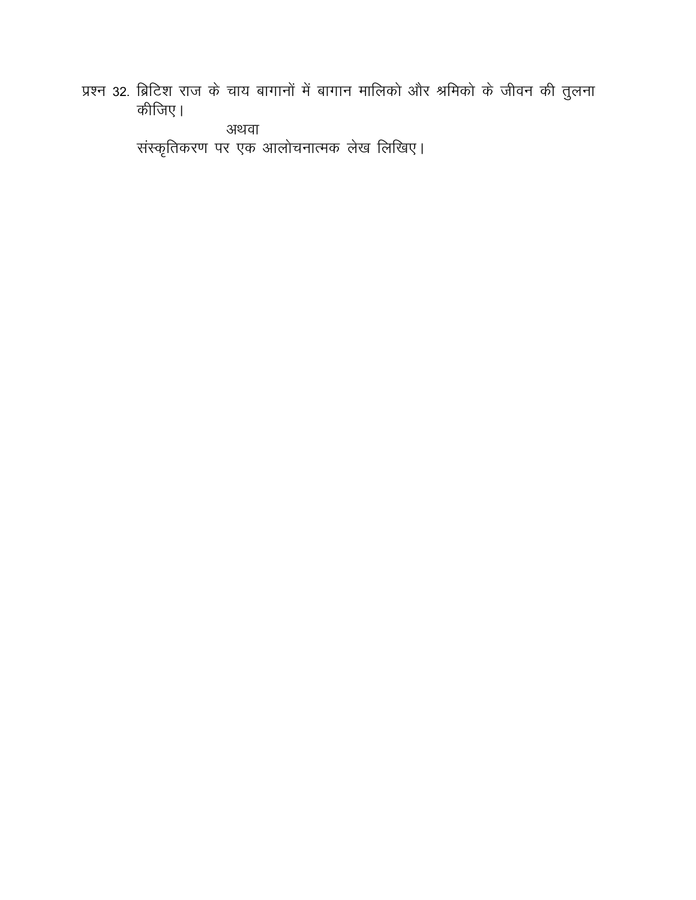प्रश्न 32. ब्रिटिश राज के चाय बागानों में बागान मालिको और श्रमिको के जीवन की तुलना कीजिए।

अथवा

संस्कृतिकरण पर एक आलोचनात्मक लेख लिखिए।